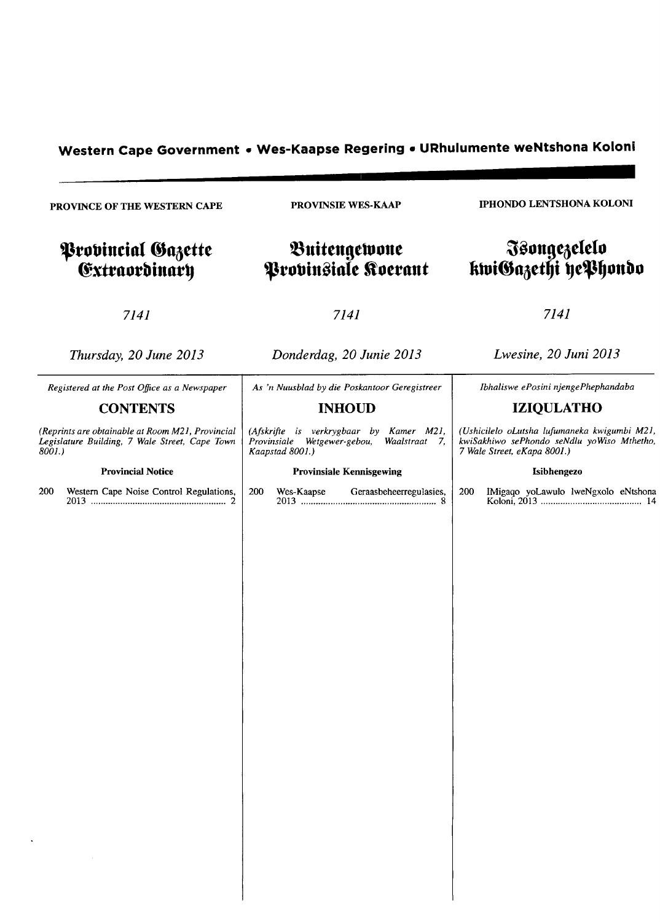**Western Cape Government • Wes-Kaapse Regering • URhulumente weNtshona Koloni**

**PROVINCE OF THE WESTERN CAPE**

# Provincial Gazette Extraordinary

*7141*

*Thursday, 20 June 2013*

*Registered at the Post Office as a Newspaper*

## CONTENTS

*(Reprints are obtainable at Room M21, Provincial Legislature Building, 7 Wale Street, Cape Town 8001.)*

**Provincial Notice**

200 Western Cape Noise Control Regulations, 2013 ........ 2

**PROVINSIE WES-KAAP**

# Buitengewone Provinsiale Koerant

*7141*

*Donderdag, 20 Junie 2013*

*As 'n Nuusblad by die Poskantoor Geregistreer*

## INHOUD

*(Afskrifte is verkrygbaar by Kamer M21, Provinsiale Wetgewer-gebou, Waalstraat 7, Kaapstad 8001.)*

**Provinsiale Kennisgewing**

200 Wes-Kaapse Geraasbeheerregulasies, 2013 ........ 8

**IPHONDO LENTSHONA KOLONI**

# Isongezelelo kwiGazethi yePhondo

*7141*

*Lwesine, 20 Juni 2013*

*Ibhaliswe ePosini njengePhephandaba*

## IZIQULATHO

*(Ushicilelo oLutsha lufumaneka kwigumbi M21, kwiSakhiwo sePhondo seNdlu yoWiso Mthetho, 7 Wale Street, eKapa 8001.)*

**Isibhengezo**

200 IMigaqo yoLawulo lweNgxolo eNtshona Koloni, 2013 ........ 14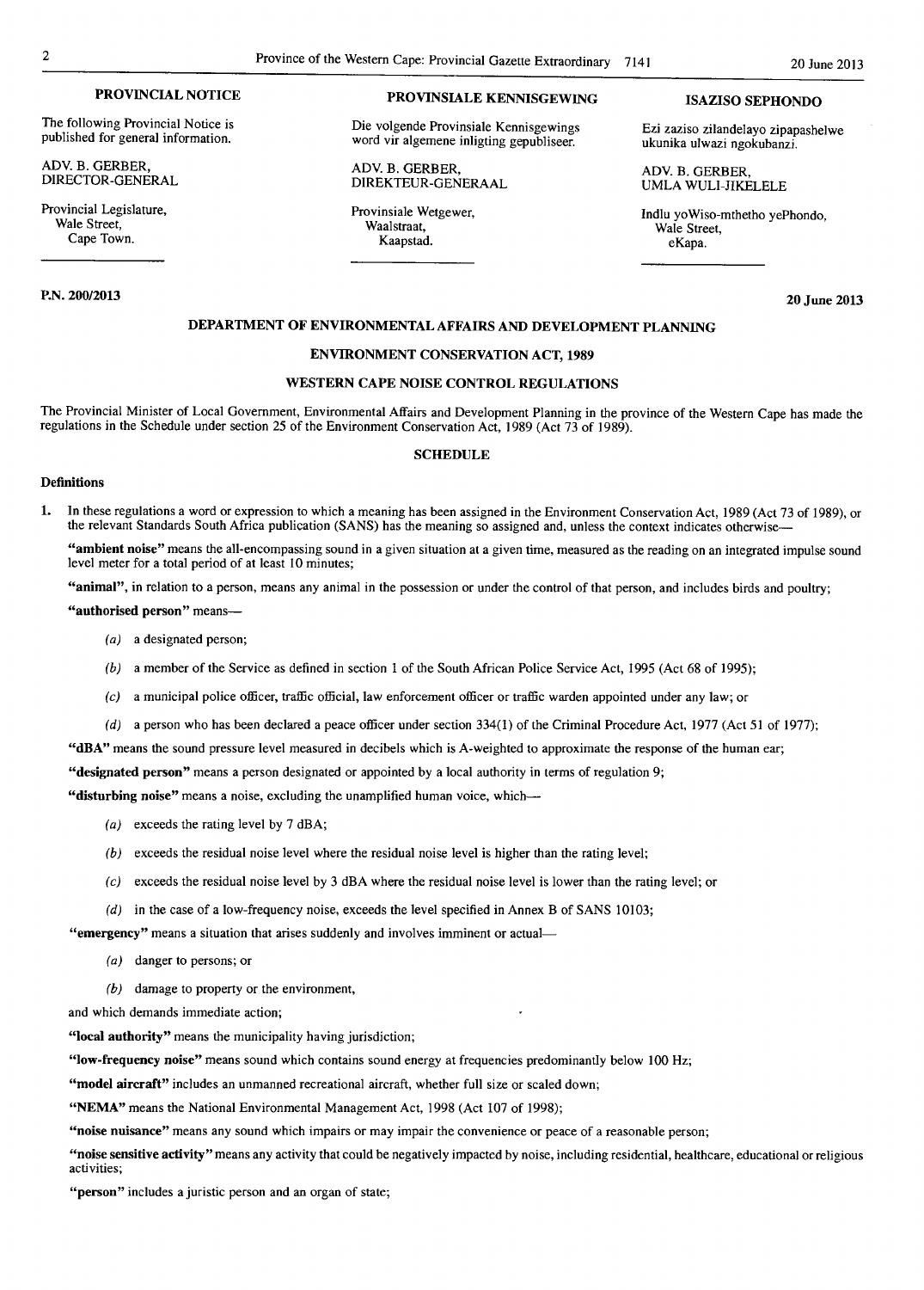**PROVINCIAL NOTICE**

The following Provincial Notice is published for general information.

ADV. B. GERBER,
DIRECTOR-GENERAL

Provincial Legislature,
Wale Street,
Cape Town.

**PROVINSIALE KENNISGEWING**

Die volgende Provinsiale Kennisgewings word vir algemene inligting gepubliseer.

ADV. B. GERBER,
DIREKTEUR-GENERAAL

Provinsiale Wetgewer,
Waalstraat,
Kaapstad.

**ISAZISO SEPHONDO**

Ezi zaziso zilandelayo zipapashelwe ukunika ulwazi ngokubanzi.

ADV. B. GERBER,
UMLA WULI-JIKELELE

Indlu yoWiso-mthetho yePhondo,
Wale Street,
eKapa.

**P.N. 200/2013** **20 June 2013**

## DEPARTMENT OF ENVIRONMENTAL AFFAIRS AND DEVELOPMENT PLANNING

## ENVIRONMENT CONSERVATION ACT, 1989

## WESTERN CAPE NOISE CONTROL REGULATIONS

The Provincial Minister of Local Government, Environmental Affairs and Development Planning in the province of the Western Cape has made the regulations in the Schedule under section 25 of the Environment Conservation Act, 1989 (Act 73 of 1989).

### SCHEDULE

**Definitions**

1. In these regulations a word or expression to which a meaning has been assigned in the Environment Conservation Act, 1989 (Act 73 of 1989), or the relevant Standards South Africa publication (SANS) has the meaning so assigned and, unless the context indicates otherwise—

**"ambient noise"** means the all-encompassing sound in a given situation at a given time, measured as the reading on an integrated impulse sound level meter for a total period of at least 10 minutes;

**"animal"**, in relation to a person, means any animal in the possession or under the control of that person, and includes birds and poultry;

**"authorised person"** means—

(*a*) a designated person;

(*b*) a member of the Service as defined in section 1 of the South African Police Service Act, 1995 (Act 68 of 1995);

(*c*) a municipal police officer, traffic official, law enforcement officer or traffic warden appointed under any law; or

(*d*) a person who has been declared a peace officer under section 334(1) of the Criminal Procedure Act, 1977 (Act 51 of 1977);

**"dBA"** means the sound pressure level measured in decibels which is A-weighted to approximate the response of the human ear;

**"designated person"** means a person designated or appointed by a local authority in terms of regulation 9;

**"disturbing noise"** means a noise, excluding the unamplified human voice, which—

(*a*) exceeds the rating level by 7 dBA;

(*b*) exceeds the residual noise level where the residual noise level is higher than the rating level;

(*c*) exceeds the residual noise level by 3 dBA where the residual noise level is lower than the rating level; or

(*d*) in the case of a low-frequency noise, exceeds the level specified in Annex B of SANS 10103;

**"emergency"** means a situation that arises suddenly and involves imminent or actual—

(*a*) danger to persons; or

(*b*) damage to property or the environment,

and which demands immediate action;

**"local authority"** means the municipality having jurisdiction;

**"low-frequency noise"** means sound which contains sound energy at frequencies predominantly below 100 Hz;

**"model aircraft"** includes an unmanned recreational aircraft, whether full size or scaled down;

**"NEMA"** means the National Environmental Management Act, 1998 (Act 107 of 1998);

**"noise nuisance"** means any sound which impairs or may impair the convenience or peace of a reasonable person;

**"noise sensitive activity"** means any activity that could be negatively impacted by noise, including residential, healthcare, educational or religious activities;

**"person"** includes a juristic person and an organ of state;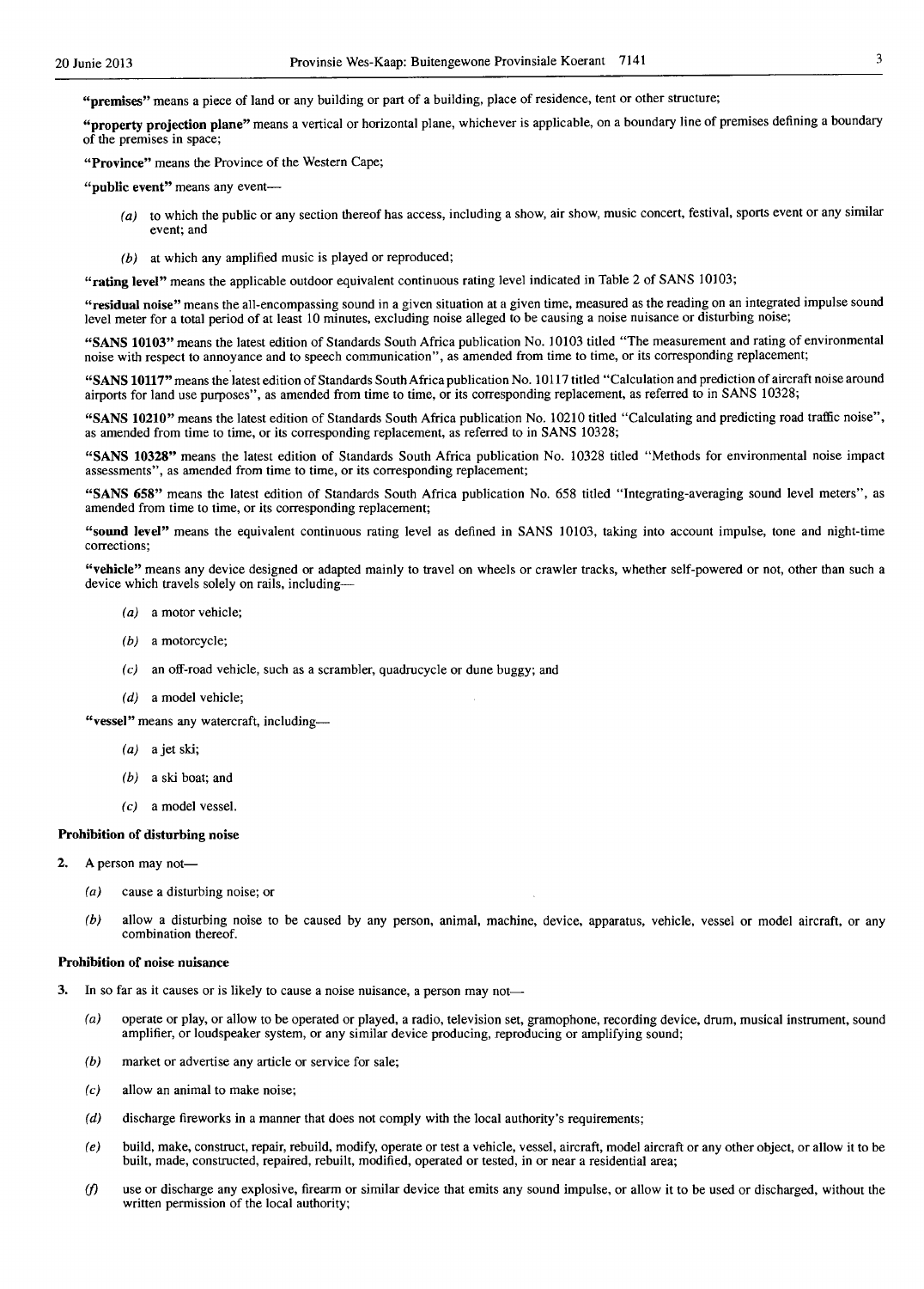**"premises"** means a piece of land or any building or part of a building, place of residence, tent or other structure;

**"property projection plane"** means a vertical or horizontal plane, whichever is applicable, on a boundary line of premises defining a boundary of the premises in space;

**"Province"** means the Province of the Western Cape;

**"public event"** means any event—

*(a)* to which the public or any section thereof has access, including a show, air show, music concert, festival, sports event or any similar event; and

*(b)* at which any amplified music is played or reproduced;

**"rating level"** means the applicable outdoor equivalent continuous rating level indicated in Table 2 of SANS 10103;

**"residual noise"** means the all-encompassing sound in a given situation at a given time, measured as the reading on an integrated impulse sound level meter for a total period of at least 10 minutes, excluding noise alleged to be causing a noise nuisance or disturbing noise;

**"SANS 10103"** means the latest edition of Standards South Africa publication No. 10103 titled "The measurement and rating of environmental noise with respect to annoyance and to speech communication", as amended from time to time, or its corresponding replacement;

**"SANS 10117"** means the latest edition of Standards South Africa publication No. 10117 titled "Calculation and prediction of aircraft noise around airports for land use purposes", as amended from time to time, or its corresponding replacement, as referred to in SANS 10328;

**"SANS 10210"** means the latest edition of Standards South Africa publication No. 10210 titled "Calculating and predicting road traffic noise", as amended from time to time, or its corresponding replacement, as referred to in SANS 10328;

**"SANS 10328"** means the latest edition of Standards South Africa publication No. 10328 titled "Methods for environmental noise impact assessments", as amended from time to time, or its corresponding replacement;

**"SANS 658"** means the latest edition of Standards South Africa publication No. 658 titled "Integrating-averaging sound level meters", as amended from time to time, or its corresponding replacement;

**"sound level"** means the equivalent continuous rating level as defined in SANS 10103, taking into account impulse, tone and night-time corrections;

**"vehicle"** means any device designed or adapted mainly to travel on wheels or crawler tracks, whether self-powered or not, other than such a device which travels solely on rails, including—

*(a)* a motor vehicle;

*(b)* a motorcycle;

*(c)* an off-road vehicle, such as a scrambler, quadrucycle or dune buggy; and

*(d)* a model vehicle;

**"vessel"** means any watercraft, including—

*(a)* a jet ski;

*(b)* a ski boat; and

*(c)* a model vessel.

**Prohibition of disturbing noise**

2. A person may not—

*(a)* cause a disturbing noise; or

*(b)* allow a disturbing noise to be caused by any person, animal, machine, device, apparatus, vehicle, vessel or model aircraft, or any combination thereof.

**Prohibition of noise nuisance**

3. In so far as it causes or is likely to cause a noise nuisance, a person may not—

*(a)* operate or play, or allow to be operated or played, a radio, television set, gramophone, recording device, drum, musical instrument, sound amplifier, or loudspeaker system, or any similar device producing, reproducing or amplifying sound;

*(b)* market or advertise any article or service for sale;

*(c)* allow an animal to make noise;

*(d)* discharge fireworks in a manner that does not comply with the local authority's requirements;

*(e)* build, make, construct, repair, rebuild, modify, operate or test a vehicle, vessel, aircraft, model aircraft or any other object, or allow it to be built, made, constructed, repaired, rebuilt, modified, operated or tested, in or near a residential area;

*(f)* use or discharge any explosive, firearm or similar device that emits any sound impulse, or allow it to be used or discharged, without the written permission of the local authority;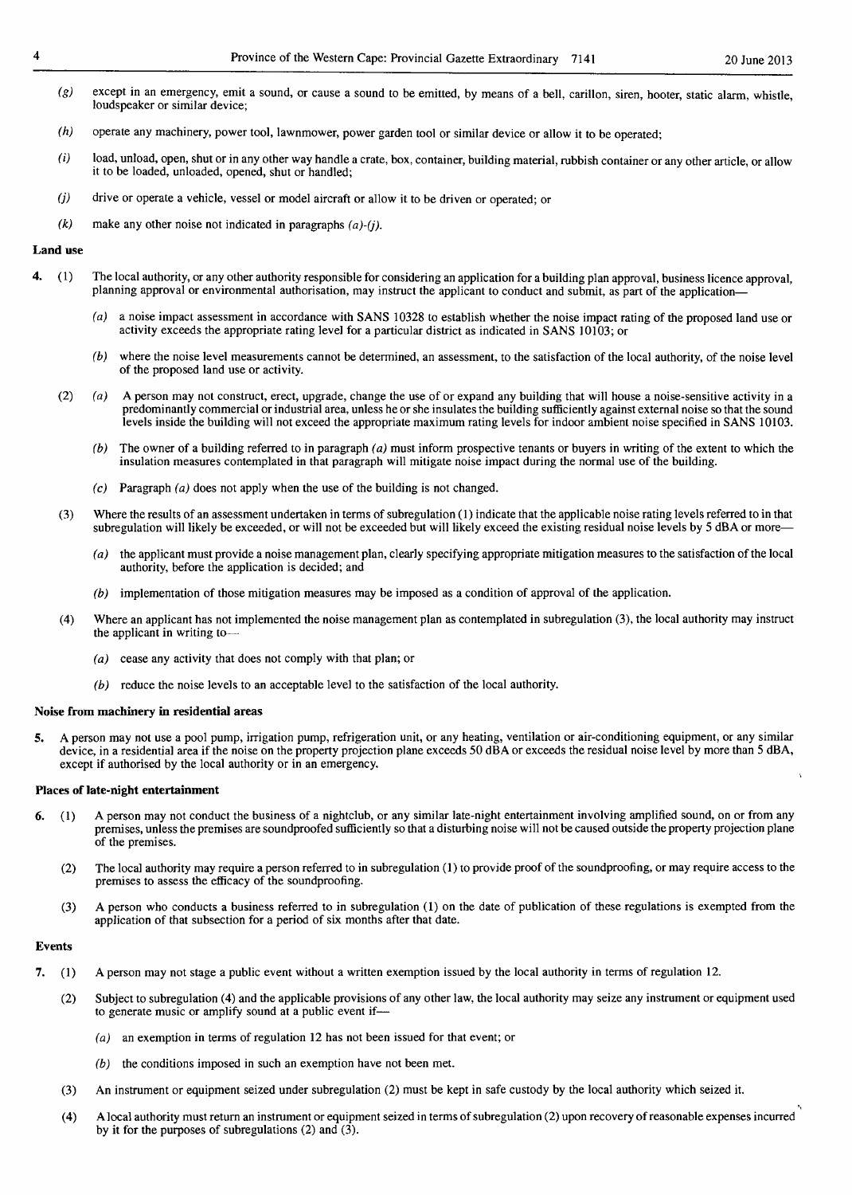(*g*) except in an emergency, emit a sound, or cause a sound to be emitted, by means of a bell, carillon, siren, hooter, static alarm, whistle, loudspeaker or similar device;

(*h*) operate any machinery, power tool, lawnmower, power garden tool or similar device or allow it to be operated;

(*i*) load, unload, open, shut or in any other way handle a crate, box, container, building material, rubbish container or any other article, or allow it to be loaded, unloaded, opened, shut or handled;

(*j*) drive or operate a vehicle, vessel or model aircraft or allow it to be driven or operated; or

(*k*) make any other noise not indicated in paragraphs (*a*)-(*j*).

**Land use**

4. (1) The local authority, or any other authority responsible for considering an application for a building plan approval, business licence approval, planning approval or environmental authorisation, may instruct the applicant to conduct and submit, as part of the application—

(*a*) a noise impact assessment in accordance with SANS 10328 to establish whether the noise impact rating of the proposed land use or activity exceeds the appropriate rating level for a particular district as indicated in SANS 10103; or

(*b*) where the noise level measurements cannot be determined, an assessment, to the satisfaction of the local authority, of the noise level of the proposed land use or activity.

(2) (*a*) A person may not construct, erect, upgrade, change the use of or expand any building that will house a noise-sensitive activity in a predominantly commercial or industrial area, unless he or she insulates the building sufficiently against external noise so that the sound levels inside the building will not exceed the appropriate maximum rating levels for indoor ambient noise specified in SANS 10103.

(*b*) The owner of a building referred to in paragraph (*a*) must inform prospective tenants or buyers in writing of the extent to which the insulation measures contemplated in that paragraph will mitigate noise impact during the normal use of the building.

(*c*) Paragraph (*a*) does not apply when the use of the building is not changed.

(3) Where the results of an assessment undertaken in terms of subregulation (1) indicate that the applicable noise rating levels referred to in that subregulation will likely be exceeded, or will not be exceeded but will likely exceed the existing residual noise levels by 5 dBA or more—

(*a*) the applicant must provide a noise management plan, clearly specifying appropriate mitigation measures to the satisfaction of the local authority, before the application is decided; and

(*b*) implementation of those mitigation measures may be imposed as a condition of approval of the application.

(4) Where an applicant has not implemented the noise management plan as contemplated in subregulation (3), the local authority may instruct the applicant in writing to—

(*a*) cease any activity that does not comply with that plan; or

(*b*) reduce the noise levels to an acceptable level to the satisfaction of the local authority.

**Noise from machinery in residential areas**

5. A person may not use a pool pump, irrigation pump, refrigeration unit, or any heating, ventilation or air-conditioning equipment, or any similar device, in a residential area if the noise on the property projection plane exceeds 50 dBA or exceeds the residual noise level by more than 5 dBA, except if authorised by the local authority or in an emergency.

**Places of late-night entertainment**

6. (1) A person may not conduct the business of a nightclub, or any similar late-night entertainment involving amplified sound, on or from any premises, unless the premises are soundproofed sufficiently so that a disturbing noise will not be caused outside the property projection plane of the premises.

(2) The local authority may require a person referred to in subregulation (1) to provide proof of the soundproofing, or may require access to the premises to assess the efficacy of the soundproofing.

(3) A person who conducts a business referred to in subregulation (1) on the date of publication of these regulations is exempted from the application of that subsection for a period of six months after that date.

**Events**

7. (1) A person may not stage a public event without a written exemption issued by the local authority in terms of regulation 12.

(2) Subject to subregulation (4) and the applicable provisions of any other law, the local authority may seize any instrument or equipment used to generate music or amplify sound at a public event if—

(*a*) an exemption in terms of regulation 12 has not been issued for that event; or

(*b*) the conditions imposed in such an exemption have not been met.

(3) An instrument or equipment seized under subregulation (2) must be kept in safe custody by the local authority which seized it.

(4) A local authority must return an instrument or equipment seized in terms of subregulation (2) upon recovery of reasonable expenses incurred by it for the purposes of subregulations (2) and (3).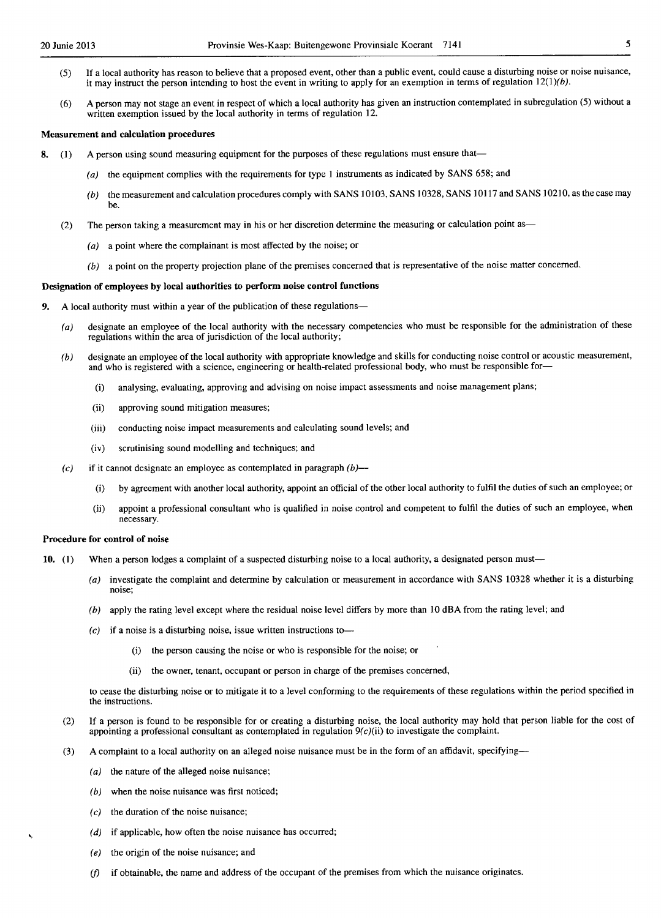(5) If a local authority has reason to believe that a proposed event, other than a public event, could cause a disturbing noise or noise nuisance, it may instruct the person intending to host the event in writing to apply for an exemption in terms of regulation 12(1)*(b)*.

(6) A person may not stage an event in respect of which a local authority has given an instruction contemplated in subregulation (5) without a written exemption issued by the local authority in terms of regulation 12.

**Measurement and calculation procedures**

**8.** (1) A person using sound measuring equipment for the purposes of these regulations must ensure that—

*(a)* the equipment complies with the requirements for type 1 instruments as indicated by SANS 658; and

*(b)* the measurement and calculation procedures comply with SANS 10103, SANS 10328, SANS 10117 and SANS 10210, as the case may be.

(2) The person taking a measurement may in his or her discretion determine the measuring or calculation point as—

*(a)* a point where the complainant is most affected by the noise; or

*(b)* a point on the property projection plane of the premises concerned that is representative of the noise matter concerned.

**Designation of employees by local authorities to perform noise control functions**

**9.** A local authority must within a year of the publication of these regulations—

*(a)* designate an employee of the local authority with the necessary competencies who must be responsible for the administration of these regulations within the area of jurisdiction of the local authority;

*(b)* designate an employee of the local authority with appropriate knowledge and skills for conducting noise control or acoustic measurement, and who is registered with a science, engineering or health-related professional body, who must be responsible for—

(i) analysing, evaluating, approving and advising on noise impact assessments and noise management plans;

(ii) approving sound mitigation measures;

(iii) conducting noise impact measurements and calculating sound levels; and

(iv) scrutinising sound modelling and techniques; and

*(c)* if it cannot designate an employee as contemplated in paragraph *(b)*—

(i) by agreement with another local authority, appoint an official of the other local authority to fulfil the duties of such an employee; or

(ii) appoint a professional consultant who is qualified in noise control and competent to fulfil the duties of such an employee, when necessary.

**Procedure for control of noise**

**10.** (1) When a person lodges a complaint of a suspected disturbing noise to a local authority, a designated person must—

*(a)* investigate the complaint and determine by calculation or measurement in accordance with SANS 10328 whether it is a disturbing noise;

*(b)* apply the rating level except where the residual noise level differs by more than 10 dBA from the rating level; and

*(c)* if a noise is a disturbing noise, issue written instructions to—

(i) the person causing the noise or who is responsible for the noise; or

(ii) the owner, tenant, occupant or person in charge of the premises concerned,

to cease the disturbing noise or to mitigate it to a level conforming to the requirements of these regulations within the period specified in the instructions.

(2) If a person is found to be responsible for or creating a disturbing noise, the local authority may hold that person liable for the cost of appointing a professional consultant as contemplated in regulation 9*(c)*(ii) to investigate the complaint.

(3) A complaint to a local authority on an alleged noise nuisance must be in the form of an affidavit, specifying—

*(a)* the nature of the alleged noise nuisance;

*(b)* when the noise nuisance was first noticed;

*(c)* the duration of the noise nuisance;

*(d)* if applicable, how often the noise nuisance has occurred;

*(e)* the origin of the noise nuisance; and

*(f)* if obtainable, the name and address of the occupant of the premises from which the nuisance originates.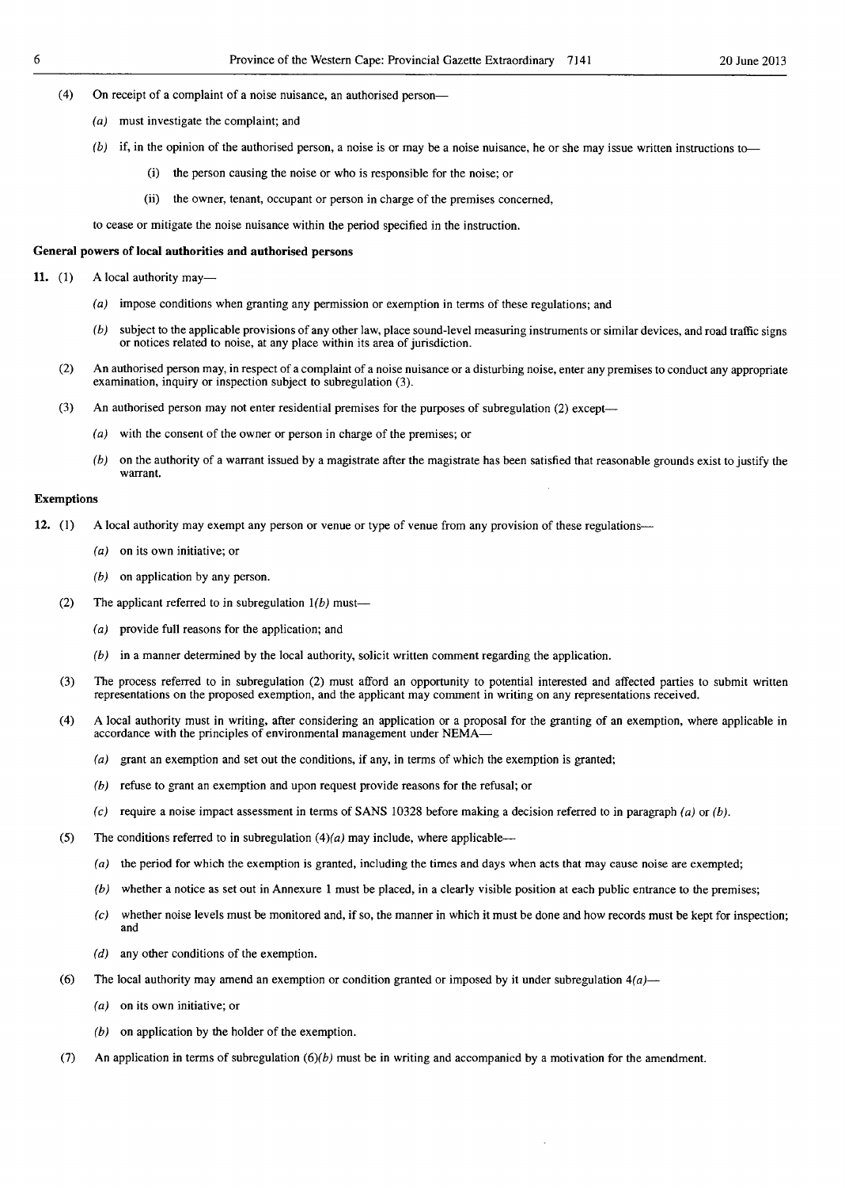(4) On receipt of a complaint of a noise nuisance, an authorised person—

(a) must investigate the complaint; and

(b) if, in the opinion of the authorised person, a noise is or may be a noise nuisance, he or she may issue written instructions to—

(i) the person causing the noise or who is responsible for the noise; or

(ii) the owner, tenant, occupant or person in charge of the premises concerned,

to cease or mitigate the noise nuisance within the period specified in the instruction.

**General powers of local authorities and authorised persons**

**11.** (1) A local authority may—

(a) impose conditions when granting any permission or exemption in terms of these regulations; and

(b) subject to the applicable provisions of any other law, place sound-level measuring instruments or similar devices, and road traffic signs or notices related to noise, at any place within its area of jurisdiction.

(2) An authorised person may, in respect of a complaint of a noise nuisance or a disturbing noise, enter any premises to conduct any appropriate examination, inquiry or inspection subject to subregulation (3).

(3) An authorised person may not enter residential premises for the purposes of subregulation (2) except—

(a) with the consent of the owner or person in charge of the premises; or

(b) on the authority of a warrant issued by a magistrate after the magistrate has been satisfied that reasonable grounds exist to justify the warrant.

**Exemptions**

**12.** (1) A local authority may exempt any person or venue or type of venue from any provision of these regulations—

(a) on its own initiative; or

(b) on application by any person.

(2) The applicant referred to in subregulation 1(b) must—

(a) provide full reasons for the application; and

(b) in a manner determined by the local authority, solicit written comment regarding the application.

(3) The process referred to in subregulation (2) must afford an opportunity to potential interested and affected parties to submit written representations on the proposed exemption, and the applicant may comment in writing on any representations received.

(4) A local authority must in writing, after considering an application or a proposal for the granting of an exemption, where applicable in accordance with the principles of environmental management under NEMA—

(a) grant an exemption and set out the conditions, if any, in terms of which the exemption is granted;

(b) refuse to grant an exemption and upon request provide reasons for the refusal; or

(c) require a noise impact assessment in terms of SANS 10328 before making a decision referred to in paragraph (a) or (b).

(5) The conditions referred to in subregulation (4)(a) may include, where applicable—

(a) the period for which the exemption is granted, including the times and days when acts that may cause noise are exempted;

(b) whether a notice as set out in Annexure 1 must be placed, in a clearly visible position at each public entrance to the premises;

(c) whether noise levels must be monitored and, if so, the manner in which it must be done and how records must be kept for inspection; and

(d) any other conditions of the exemption.

(6) The local authority may amend an exemption or condition granted or imposed by it under subregulation 4(a)—

(a) on its own initiative; or

(b) on application by the holder of the exemption.

(7) An application in terms of subregulation (6)(b) must be in writing and accompanied by a motivation for the amendment.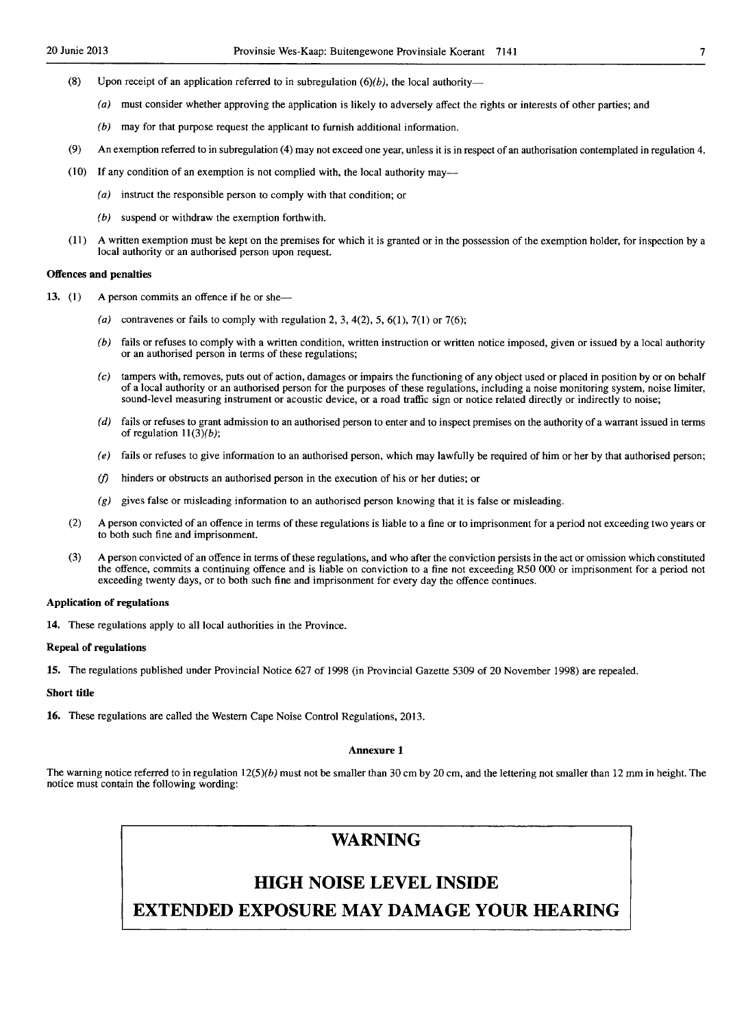(8) Upon receipt of an application referred to in subregulation (6)*(b)*, the local authority—

*(a)* must consider whether approving the application is likely to adversely affect the rights or interests of other parties; and

*(b)* may for that purpose request the applicant to furnish additional information.

(9) An exemption referred to in subregulation (4) may not exceed one year, unless it is in respect of an authorisation contemplated in regulation 4.

(10) If any condition of an exemption is not complied with, the local authority may—

*(a)* instruct the responsible person to comply with that condition; or

*(b)* suspend or withdraw the exemption forthwith.

(11) A written exemption must be kept on the premises for which it is granted or in the possession of the exemption holder, for inspection by a local authority or an authorised person upon request.

**Offences and penalties**

**13.** (1) A person commits an offence if he or she—

*(a)* contravenes or fails to comply with regulation 2, 3, 4(2), 5, 6(1), 7(1) or 7(6);

*(b)* fails or refuses to comply with a written condition, written instruction or written notice imposed, given or issued by a local authority or an authorised person in terms of these regulations;

*(c)* tampers with, removes, puts out of action, damages or impairs the functioning of any object used or placed in position by or on behalf of a local authority or an authorised person for the purposes of these regulations, including a noise monitoring system, noise limiter, sound-level measuring instrument or acoustic device, or a road traffic sign or notice related directly or indirectly to noise;

*(d)* fails or refuses to grant admission to an authorised person to enter and to inspect premises on the authority of a warrant issued in terms of regulation 11(3)*(b)*;

*(e)* fails or refuses to give information to an authorised person, which may lawfully be required of him or her by that authorised person;

*(f)* hinders or obstructs an authorised person in the execution of his or her duties; or

*(g)* gives false or misleading information to an authorised person knowing that it is false or misleading.

(2) A person convicted of an offence in terms of these regulations is liable to a fine or to imprisonment for a period not exceeding two years or to both such fine and imprisonment.

(3) A person convicted of an offence in terms of these regulations, and who after the conviction persists in the act or omission which constituted the offence, commits a continuing offence and is liable on conviction to a fine not exceeding R50 000 or imprisonment for a period not exceeding twenty days, or to both such fine and imprisonment for every day the offence continues.

**Application of regulations**

**14.** These regulations apply to all local authorities in the Province.

**Repeal of regulations**

**15.** The regulations published under Provincial Notice 627 of 1998 (in Provincial Gazette 5309 of 20 November 1998) are repealed.

**Short title**

**16.** These regulations are called the Western Cape Noise Control Regulations, 2013.

**Annexure 1**

The warning notice referred to in regulation 12(5)*(b)* must not be smaller than 30 cm by 20 cm, and the lettering not smaller than 12 mm in height. The notice must contain the following wording:

**WARNING**

**HIGH NOISE LEVEL INSIDE**

**EXTENDED EXPOSURE MAY DAMAGE YOUR HEARING**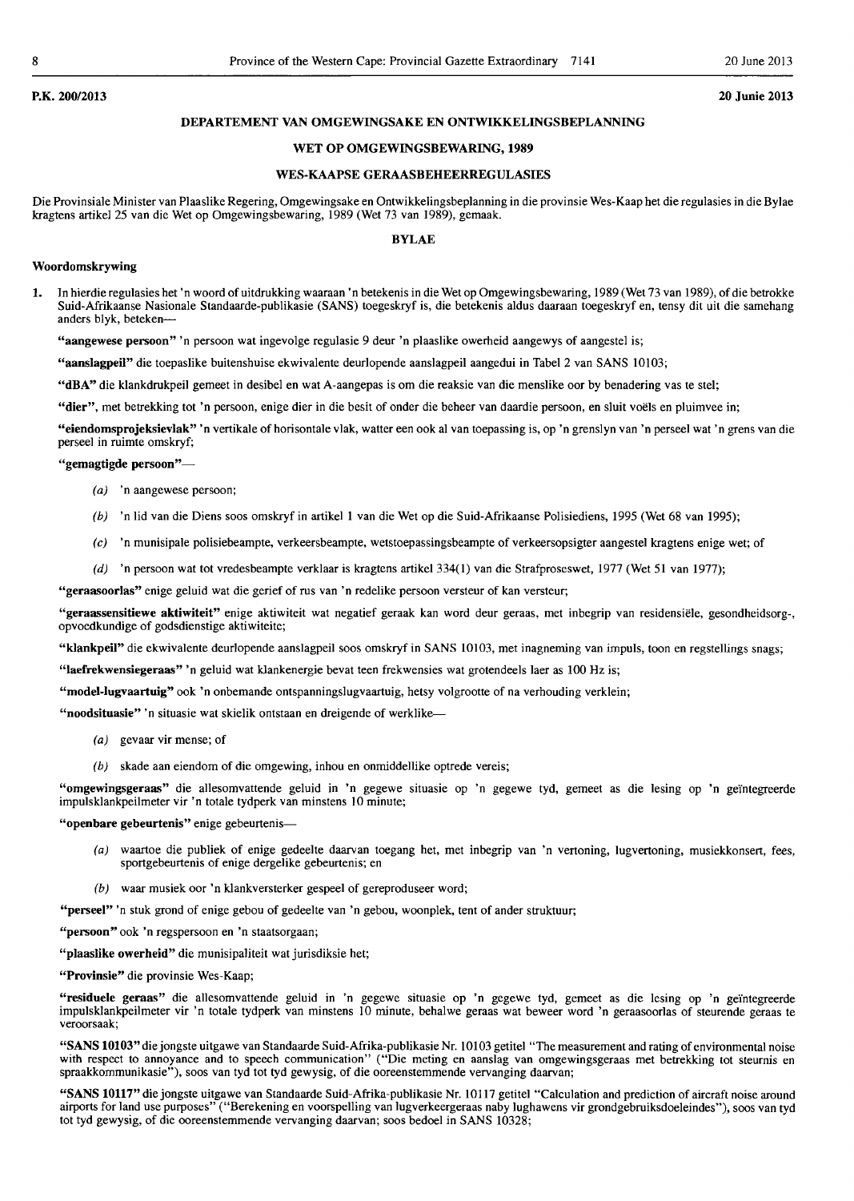**P.K. 200/2013** **20 Junie 2013**

## DEPARTEMENT VAN OMGEWINGSAKE EN ONTWIKKELINGSBEPLANNING

### WET OP OMGEWINGSBEWARING, 1989

### WES-KAAPSE GERAASBEHEERREGULASIES

Die Provinsiale Minister van Plaaslike Regering, Omgewingsake en Ontwikkelingsbeplanning in die provinsie Wes-Kaap het die regulasies in die Bylae kragtens artikel 25 van die Wet op Omgewingsbewaring, 1989 (Wet 73 van 1989), gemaak.

### BYLAE

**Woordomskrywing**

1. In hierdie regulasies het 'n woord of uitdrukking waaraan 'n betekenis in die Wet op Omgewingsbewaring, 1989 (Wet 73 van 1989), of die betrokke Suid-Afrikaanse Nasionale Standaarde-publikasie (SANS) toegeskryf is, die betekenis aldus daaraan toegeskryf en, tensy dit uit die samehang anders blyk, beteken—

**"aangewese persoon"** 'n persoon wat ingevolge regulasie 9 deur 'n plaaslike owerheid aangewys of aangestel is;

**"aanslagpeil"** die toepaslike buitenshuise ekwivalente deurlopende aanslagpeil aangedui in Tabel 2 van SANS 10103;

**"dBA"** die klankdrukpeil gemeet in desibel en wat A-aangepas is om die reaksie van die menslike oor by benadering vas te stel;

**"dier"**, met betrekking tot 'n persoon, enige dier in die besit of onder die beheer van daardie persoon, en sluit voëls en pluimvee in;

**"eiendomsprojeksievlak"** 'n vertikale of horisontale vlak, watter een ook al van toepassing is, op 'n grenslyn van 'n perseel wat 'n grens van die perseel in ruimte omskryf;

**"gemagtigde persoon"**—

(*a*) 'n aangewese persoon;

(*b*) 'n lid van die Diens soos omskryf in artikel 1 van die Wet op die Suid-Afrikaanse Polisiediens, 1995 (Wet 68 van 1995);

(*c*) 'n munisipale polisiebeampte, verkeersbeampte, wetstoepassingsbeampte of verkeersopsigter aangestel kragtens enige wet; of

(*d*) 'n persoon wat tot vredesbeampte verklaar is kragtens artikel 334(1) van die Strafproseswet, 1977 (Wet 51 van 1977);

**"geraasoorlas"** enige geluid wat die gerief of rus van 'n redelike persoon versteur of kan versteur;

**"geraassensitiewe aktiwiteit"** enige aktiwiteit wat negatief geraak kan word deur geraas, met inbegrip van residensiële, gesondheidsorg-, opvoedkundige of godsdienstige aktiwiteite;

**"klankpeil"** die ekwivalente deurlopende aanslagpeil soos omskryf in SANS 10103, met inagneming van impuls, toon en regstellings snags;

**"laefrekwensiegeraas"** 'n geluid wat klankenergie bevat teen frekwensies wat grotendeels laer as 100 Hz is;

**"model-lugvaartuig"** ook 'n onbemande ontspanningslugvaartuig, hetsy volgrootte of na verhouding verklein;

**"noodsituasie"** 'n situasie wat skielik ontstaan en dreigende of werklike—

(*a*) gevaar vir mense; of

(*b*) skade aan eiendom of die omgewing, inhou en onmiddellike optrede vereis;

**"omgewingsgeraas"** die allesomvattende geluid in 'n gegewe situasie op 'n gegewe tyd, gemeet as die lesing op 'n geïntegreerde impulsklankpeilmeter vir 'n totale tydperk van minstens 10 minute;

**"openbare gebeurtenis"** enige gebeurtenis—

(*a*) waartoe die publiek of enige gedeelte daarvan toegang het, met inbegrip van 'n vertoning, lugvertoning, musiekkonsert, fees, sportgebeurtenis of enige dergelike gebeurtenis; en

(*b*) waar musiek oor 'n klankversterker gespeel of gereproduseer word;

**"perseel"** 'n stuk grond of enige gebou of gedeelte van 'n gebou, woonplek, tent of ander struktuur;

**"persoon"** ook 'n regspersoon en 'n staatsorgaan;

**"plaaslike owerheid"** die munisipaliteit wat jurisdiksie het;

**"Provinsie"** die provinsie Wes-Kaap;

**"residuele geraas"** die allesomvattende geluid in 'n gegewe situasie op 'n gegewe tyd, gemeet as die lesing op 'n geïntegreerde impulsklankpeilmeter vir 'n totale tydperk van minstens 10 minute, behalwe geraas wat beweer word 'n geraasoorlas of steurende geraas te veroorsaak;

**"SANS 10103"** die jongste uitgawe van Standaarde Suid-Afrika-publikasie Nr. 10103 getitel "The measurement and rating of environmental noise with respect to annoyance and to speech communication" ("Die meting en aanslag van omgewingsgeraas met betrekking tot steurnis en spraakkommunikasie"), soos van tyd tot tyd gewysig, of die ooreenstemmende vervanging daarvan;

**"SANS 10117"** die jongste uitgawe van Standaarde Suid-Afrika-publikasie Nr. 10117 getitel "Calculation and prediction of aircraft noise around airports for land use purposes" ("Berekening en voorspelling van lugverkeergeraas naby lughawens vir grondgebruiksdoeleindes"), soos van tyd tot tyd gewysig, of die ooreenstemmende vervanging daarvan; soos bedoel in SANS 10328;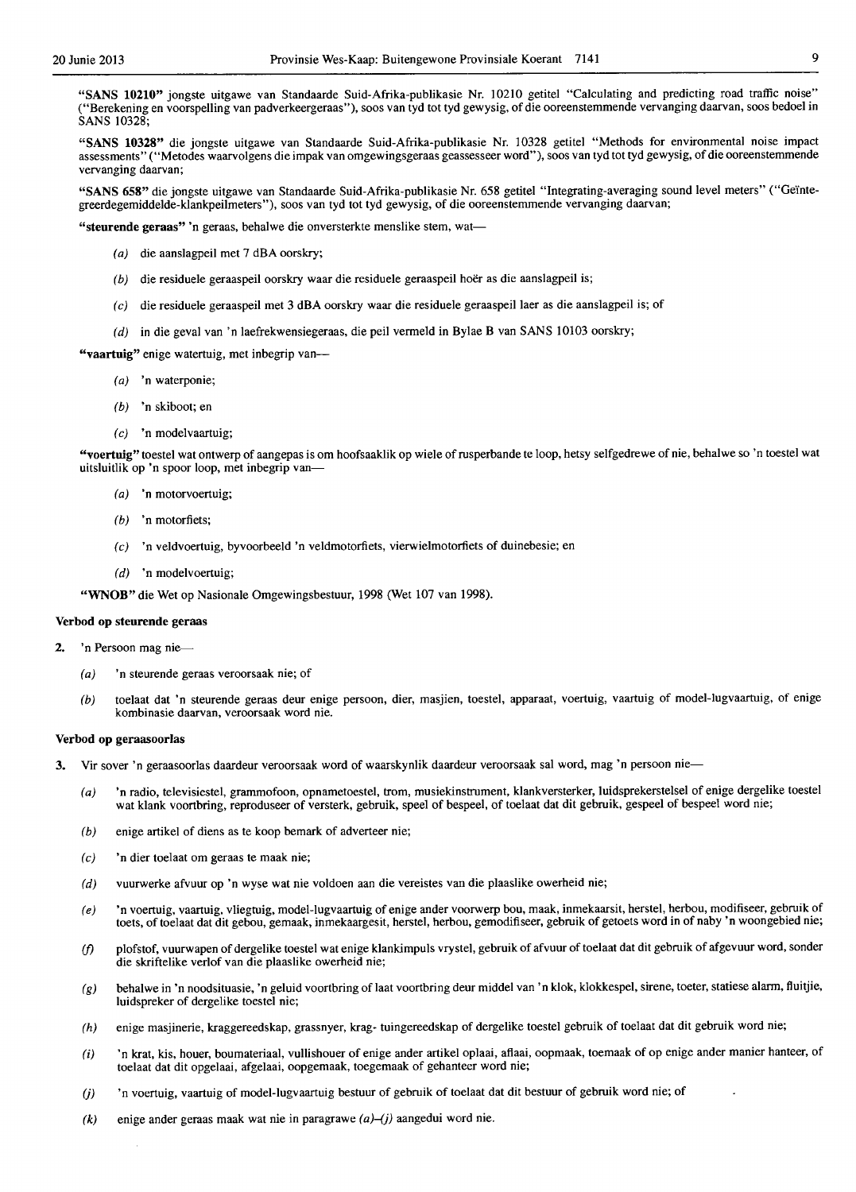**"SANS 10210"** jongste uitgawe van Standaarde Suid-Afrika-publikasie Nr. 10210 getitel "Calculating and predicting road traffic noise" ("Berekening en voorspelling van padverkeergeraas"), soos van tyd tot tyd gewysig, of die ooreenstemmende vervanging daarvan, soos bedoel in SANS 10328;

**"SANS 10328"** die jongste uitgawe van Standaarde Suid-Afrika-publikasie Nr. 10328 getitel "Methods for environmental noise impact assessments" ("Metodes waarvolgens die impak van omgewingsgeraas geassesseer word"), soos van tyd tot tyd gewysig, of die ooreenstemmende vervanging daarvan;

**"SANS 658"** die jongste uitgawe van Standaarde Suid-Afrika-publikasie Nr. 658 getitel "Integrating-averaging sound level meters" ("Geïntegreerdegemiddelde-klankpeilmeters"), soos van tyd tot tyd gewysig, of die ooreenstemmende vervanging daarvan;

**"steurende geraas"** 'n geraas, behalwe die onversterkte menslike stem, wat—

(*a*) die aanslagpeil met 7 dBA oorskry;

(*b*) die residuele geraaspeil oorskry waar die residuele geraaspeil hoër as die aanslagpeil is;

(*c*) die residuele geraaspeil met 3 dBA oorskry waar die residuele geraaspeil laer as die aanslagpeil is; of

(*d*) in die geval van 'n laefrekwensiegeraas, die peil vermeld in Bylae B van SANS 10103 oorskry;

**"vaartuig"** enige watertuig, met inbegrip van—

(*a*) 'n waterponie;

(*b*) 'n skiboot; en

(*c*) 'n modelvaartuig;

**"voertuig"** toestel wat ontwerp of aangepas is om hoofsaaklik op wiele of rusperbande te loop, hetsy selfgedrewe of nie, behalwe so 'n toestel wat uitsluitlik op 'n spoor loop, met inbegrip van—

(*a*) 'n motorvoertuig;

(*b*) 'n motorfiets;

(*c*) 'n veldvoertuig, byvoorbeeld 'n veldmotorfiets, vierwielmotorfiets of duinebesie; en

(*d*) 'n modelvoertuig;

**"WNOB"** die Wet op Nasionale Omgewingsbestuur, 1998 (Wet 107 van 1998).

**Verbod op steurende geraas**

2. 'n Persoon mag nie—

(*a*) 'n steurende geraas veroorsaak nie; of

(*b*) toelaat dat 'n steurende geraas deur enige persoon, dier, masjien, toestel, apparaat, voertuig, vaartuig of model-lugvaartuig, of enige kombinasie daarvan, veroorsaak word nie.

**Verbod op geraasoorlas**

3. Vir sover 'n geraasoorlas daardeur veroorsaak word of waarskynlik daardeur veroorsaak sal word, mag 'n persoon nie—

(*a*) 'n radio, televisiestel, grammofoon, opnametoestel, trom, musiekinstrument, klankversterker, luidsprekerstelsel of enige dergelike toestel wat klank voortbring, reproduseer of versterk, gebruik, speel of bespeel, of toelaat dat dit gebruik, gespeel of bespeel word nie;

(*b*) enige artikel of diens as te koop bemark of adverteer nie;

(*c*) 'n dier toelaat om geraas te maak nie;

(*d*) vuurwerke afvuur op 'n wyse wat nie voldoen aan die vereistes van die plaaslike owerheid nie;

(*e*) 'n voertuig, vaartuig, vliegtuig, model-lugvaartuig of enige ander voorwerp bou, maak, inmekaarsit, herstel, herbou, modifiseer, gebruik of toets, of toelaat dat dit gebou, gemaak, inmekaargesit, herstel, herbou, gemodifiseer, gebruik of getoets word in of naby 'n woongebied nie;

(*f*) plofstof, vuurwapen of dergelike toestel wat enige klankimpuls vrystel, gebruik of afvuur of toelaat dat dit gebruik of afgevuur word, sonder die skriftelike verlof van die plaaslike owerheid nie;

(*g*) behalwe in 'n noodsituasie, 'n geluid voortbring of laat voortbring deur middel van 'n klok, klokkespel, sirene, toeter, statiese alarm, fluitjie, luidspreker of dergelike toestel nie;

(*h*) enige masjinerie, kraggereedskap, grassnyer, krag- tuingereedskap of dergelike toestel gebruik of toelaat dat dit gebruik word nie;

(*i*) 'n krat, kis, houer, boumateriaal, vullishouer of enige ander artikel oplaai, aflaai, oopmaak, toemaak of op enige ander manier hanteer, of toelaat dat dit opgelaai, afgelaai, oopgemaak, toegemaak of gehanteer word nie;

(*j*) 'n voertuig, vaartuig of model-lugvaartuig bestuur of gebruik of toelaat dat dit bestuur of gebruik word nie; of

(*k*) enige ander geraas maak wat nie in paragrawe (*a*)–(*j*) aangedui word nie.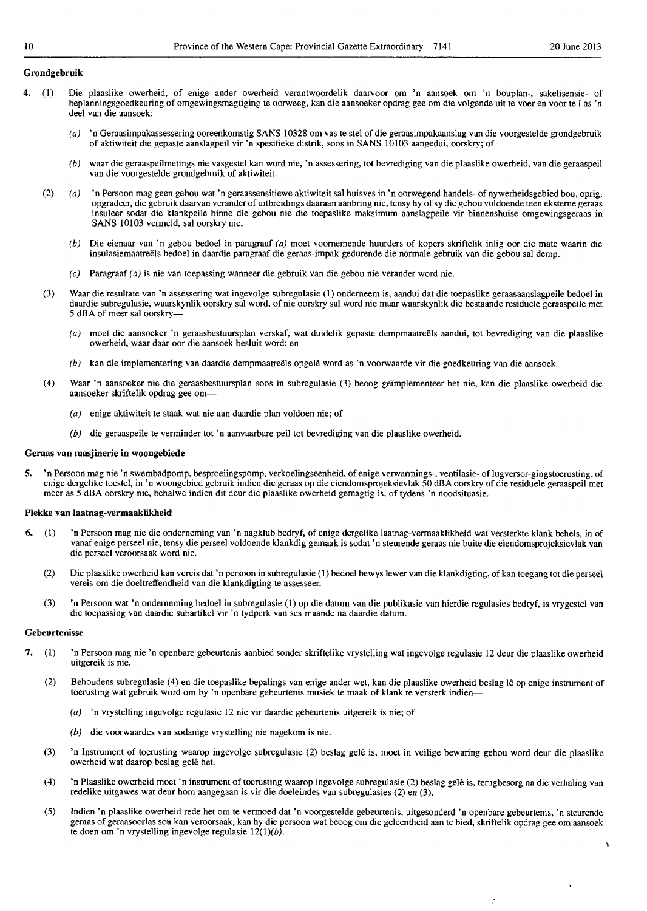**Grondgebruik**

4. (1) Die plaaslike owerheid, of enige ander owerheid verantwoordelik daarvoor om 'n aansoek om 'n bouplan-, sakelisensie- of beplanningsgoedkeuring of omgewingsmagtiging te oorweeg, kan die aansoeker opdrag gee om die volgende uit te voer en voor te l as 'n deel van die aansoek:

   *(a)* 'n Geraasimpakassessering ooreenkomstig SANS 10328 om vas te stel of die geraasimpakaanslag van die voorgestelde grondgebruik of aktiwiteit die gepaste aanslagpeil vir 'n spesifieke distrik, soos in SANS 10103 aangedui, oorskry; of

   *(b)* waar die geraaspeilmetings nie vasgestel kan word nie, 'n assessering, tot bevrediging van die plaaslike owerheid, van die geraaspeil van die voorgestelde grondgebruik of aktiwiteit.

(2) *(a)* 'n Persoon mag geen gebou wat 'n geraassensitiewe aktiwiteit sal huisves in 'n oorwegend handels- of nywerheidsgebied bou, oprig, opgradeer, die gebruik daarvan verander of uitbreidings daaraan aanbring nie, tensy hy of sy die gebou voldoende teen eksterne geraas insuleer sodat die klankpeile binne die gebou nie die toepaslike maksimum aanslagpeile vir binnenshuise omgewingsgeraas in SANS 10103 vermeld, sal oorskry nie.

   *(b)* Die eienaar van 'n gebou bedoel in paragraaf *(a)* moet voornemende huurders of kopers skriftelik inlig oor die mate waarin die insulasiemaatreëls bedoel in daardie paragraaf die geraas-impak gedurende die normale gebruik van die gebou sal demp.

   *(c)* Paragraaf *(a)* is nie van toepassing wanneer die gebruik van die gebou nie verander word nie.

(3) Waar die resultate van 'n assessering wat ingevolge subregulasie (1) onderneem is, aandui dat die toepaslike geraasaanslagpeile bedoel in daardie subregulasie, waarskynlik oorskry sal word, of nie oorskry sal word nie maar waarskynlik die bestaande residuele geraaspeile met 5 dBA of meer sal oorskry—

   *(a)* moet die aansoeker 'n geraasbestuursplan verskaf, wat duidelik gepaste dempmaatreëls aandui, tot bevrediging van die plaaslike owerheid, waar daar oor die aansoek besluit word; en

   *(b)* kan die implementering van daardie dempmaatreëls opgelê word as 'n voorwaarde vir die goedkeuring van die aansoek.

(4) Waar 'n aansoeker nie die geraasbestuursplan soos in subregulasie (3) beoog geïmplementeer het nie, kan die plaaslike owerheid die aansoeker skriftelik opdrag gee om—

   *(a)* enige aktiwiteit te staak wat nie aan daardie plan voldoen nie; of

   *(b)* die geraaspeile te verminder tot 'n aanvaarbare peil tot bevrediging van die plaaslike owerheid.

**Geraas van masjinerie in woongebiede**

5. 'n Persoon mag nie 'n swembadpomp, besproeiingspomp, verkoelingseenheid, of enige verwarmings-, ventilasie- of lugversor-gingstoerusting, of enige dergelike toestel, in 'n woongebied gebruik indien die geraas op die eiendomsprojeksievlak 50 dBA oorskry of die residuele geraaspeil met meer as 5 dBA oorskry nie, behalwe indien dit deur die plaaslike owerheid gemagtig is, of tydens 'n noodsituasie.

**Plekke van laatnag-vermaaklikheid**

6. (1) 'n Persoon mag nie die onderneming van 'n nagklub bedryf, of enige dergelike laatnag-vermaaklikheid wat versterkte klank behels, in of vanaf enige perseel nie, tensy die perseel voldoende klankdig gemaak is sodat 'n steurende geraas nie buite die eiendomsprojeksievlak van die perseel veroorsaak word nie.

(2) Die plaaslike owerheid kan vereis dat 'n persoon in subregulasie (1) bedoel bewys lewer van die klankdigting, of kan toegang tot die perseel vereis om die doeltreffendheid van die klankdigting te assesseer.

(3) 'n Persoon wat 'n onderneming bedoel in subregulasie (1) op die datum van die publikasie van hierdie regulasies bedryf, is vrygestel van die toepassing van daardie subartikel vir 'n tydperk van ses maande na daardie datum.

**Gebeurtenisse**

7. (1) 'n Persoon mag nie 'n openbare gebeurtenis aanbied sonder skriftelike vrystelling wat ingevolge regulasie 12 deur die plaaslike owerheid uitgereik is nie.

(2) Behoudens subregulasie (4) en die toepaslike bepalings van enige ander wet, kan die plaaslike owerheid beslag lê op enige instrument of toerusting wat gebruik word om by 'n openbare gebeurtenis musiek te maak of klank te versterk indien—

   *(a)* 'n vrystelling ingevolge regulasie 12 nie vir daardie gebeurtenis uitgereik is nie; of

   *(b)* die voorwaardes van sodanige vrystelling nie nagekom is nie.

(3) 'n Instrument of toerusting waarop ingevolge subregulasie (2) beslag gelê is, moet in veilige bewaring gehou word deur die plaaslike owerheid wat daarop beslag gelê het.

(4) 'n Plaaslike owerheid moet 'n instrument of toerusting waarop ingevolge subregulasie (2) beslag gelê is, terugbesorg na die verhaling van redelike uitgawes wat deur hom aangegaan is vir die doeleindes van subregulasies (2) en (3).

(5) Indien 'n plaaslike owerheid rede het om te vermoed dat 'n voorgestelde gebeurtenis, uitgesonderd 'n openbare gebeurtenis, 'n steurende geraas of geraasoorlas sou kan veroorsaak, kan hy die persoon wat beoog om die geleentheid aan te bied, skriftelik opdrag gee om aansoek te doen om 'n vrystelling ingevolge regulasie 12(1)*(b)*.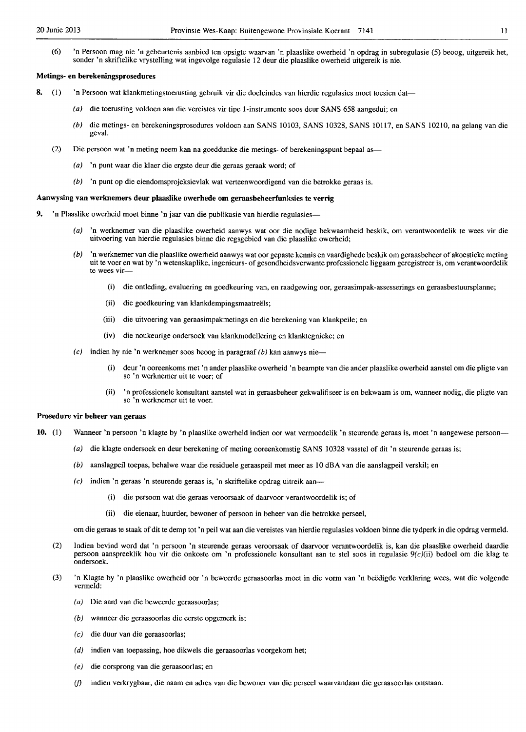(6) 'n Persoon mag nie 'n gebeurtenis aanbied ten opsigte waarvan 'n plaaslike owerheid 'n opdrag in subregulasie (5) beoog, uitgereik het, sonder 'n skriftelike vrystelling wat ingevolge regulasie 12 deur die plaaslike owerheid uitgereik is nie.

**Metings- en berekeningsprosedures**

**8.** (1) 'n Persoon wat klankmetingstoerusting gebruik vir die doeleindes van hierdie regulasies moet toesien dat—

*(a)* die toerusting voldoen aan die vereistes vir tipe 1-instrumente soos deur SANS 658 aangedui; en

*(b)* die metings- en berekeningsprosedures voldoen aan SANS 10103, SANS 10328, SANS 10117, en SANS 10210, na gelang van die geval.

(2) Die persoon wat 'n meting neem kan na goeddunke die metings- of berekeningspunt bepaal as—

*(a)* 'n punt waar die klaer die ergste deur die geraas geraak word; of

*(b)* 'n punt op die eiendomsprojeksievlak wat verteenwoordigend van die betrokke geraas is.

**Aanwysing van werknemers deur plaaslike owerhede om geraasbeheerfunksies te verrig**

**9.** 'n Plaaslike owerheid moet binne 'n jaar van die publikasie van hierdie regulasies—

*(a)* 'n werknemer van die plaaslike owerheid aanwys wat oor die nodige bekwaamheid beskik, om verantwoordelik te wees vir die uitvoering van hierdie regulasies binne die regsgebied van die plaaslike owerheid;

*(b)* 'n werknemer van die plaaslike owerheid aanwys wat oor gepaste kennis en vaardighede beskik om geraasbeheer of akoestieke meting uit te voer en wat by 'n wetenskaplike, ingenieurs- of gesondheidsverwante professionele liggaam geregistreer is, om verantwoordelik te wees vir—

(i) die ontleding, evaluering en goedkeuring van, en raadgewing oor, geraasimpak-assesserings en geraasbestuursplanne;

(ii) die goedkeuring van klankdempingsmaatreëls;

(iii) die uitvoering van geraasimpakmetings en die berekening van klankpeile; en

(iv) die noukeurige ondersoek van klankmodellering en klanktegnieke; en

*(c)* indien hy nie 'n werknemer soos beoog in paragraaf *(b)* kan aanwys nie—

(i) deur 'n ooreenkoms met 'n ander plaaslike owerheid 'n beampte van die ander plaaslike owerheid aanstel om die pligte van so 'n werknemer uit te voer; of

(ii) 'n professionele konsultant aanstel wat in geraasbeheer gekwalifiseer is en bekwaam is om, wanneer nodig, die pligte van so 'n werknemer uit te voer.

**Prosedure vir beheer van geraas**

**10.** (1) Wanneer 'n persoon 'n klagte by 'n plaaslike owerheid indien oor wat vermoedelik 'n steurende geraas is, moet 'n aangewese persoon—

*(a)* die klagte ondersoek en deur berekening of meting ooreenkomstig SANS 10328 vasstel of dit 'n steurende geraas is;

*(b)* aanslagpeil toepas, behalwe waar die residuele geraaspeil met meer as 10 dBA van die aanslagpeil verskil; en

*(c)* indien 'n geraas 'n steurende geraas is, 'n skriftelike opdrag uitreik aan—

(i) die persoon wat die geraas veroorsaak of daarvoor verantwoordelik is; of

(ii) die eienaar, huurder, bewoner of persoon in beheer van die betrokke perseel,

om die geraas te staak of dit te demp tot 'n peil wat aan die vereistes van hierdie regulasies voldoen binne die tydperk in die opdrag vermeld.

(2) Indien bevind word dat 'n persoon 'n steurende geraas veroorsaak of daarvoor verantwoordelik is, kan die plaaslike owerheid daardie persoon aanspreeklik hou vir die onkoste om 'n professionele konsultant aan te stel soos in regulasie 9*(c)*(ii) bedoel om die klag te ondersoek.

(3) 'n Klagte by 'n plaaslike owerheid oor 'n beweerde geraasoorlas moet in die vorm van 'n beëdigde verklaring wees, wat die volgende vermeld:

*(a)* Die aard van die beweerde geraasoorlas;

*(b)* wanneer die geraasoorlas die eerste opgemerk is;

*(c)* die duur van die geraasoorlas;

*(d)* indien van toepassing, hoe dikwels die geraasoorlas voorgekom het;

*(e)* die oorsprong van die geraasoorlas; en

*(f)* indien verkrygbaar, die naam en adres van die bewoner van die perseel waarvandaan die geraasoorlas ontstaan.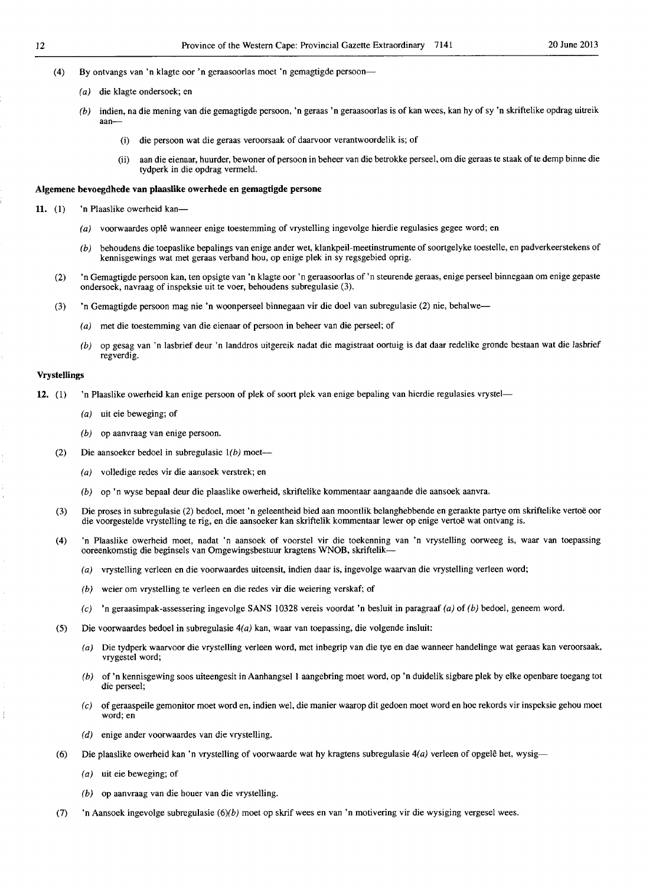(4) By ontvangs van 'n klagte oor 'n geraasoorlas moet 'n gemagtigde persoon—

(a) die klagte ondersoek; en

(b) indien, na die mening van die gemagtigde persoon, 'n geraas 'n geraasoorlas is of kan wees, kan hy of sy 'n skriftelike opdrag uitreik aan—

(i) die persoon wat die geraas veroorsaak of daarvoor verantwoordelik is; of

(ii) aan die eienaar, huurder, bewoner of persoon in beheer van die betrokke perseel, om die geraas te staak of te demp binne die tydperk in die opdrag vermeld.

**Algemene bevoegdhede van plaaslike owerhede en gemagtigde persone**

**11.** (1) 'n Plaaslike owerheid kan—

(a) voorwaardes oplê wanneer enige toestemming of vrystelling ingevolge hierdie regulasies gegee word; en

(b) behoudens die toepaslike bepalings van enige ander wet, klankpeil-meetinstrumente of soortgelyke toestelle, en padverkeerstekens of kennisgewings wat met geraas verband hou, op enige plek in sy regsgebied oprig.

(2) 'n Gemagtigde persoon kan, ten opsigte van 'n klagte oor 'n geraasoorlas of 'n steurende geraas, enige perseel binnegaan om enige gepaste ondersoek, navraag of inspeksie uit te voer, behoudens subregulasie (3).

(3) 'n Gemagtigde persoon mag nie 'n woonperseel binnegaan vir die doel van subregulasie (2) nie, behalwe—

(a) met die toestemming van die eienaar of persoon in beheer van die perseel; of

(b) op gesag van 'n lasbrief deur 'n landdros uitgereik nadat die magistraat oortuig is dat daar redelike gronde bestaan wat die lasbrief regverdig.

**Vrystellings**

**12.** (1) 'n Plaaslike owerheid kan enige persoon of plek of soort plek van enige bepaling van hierdie regulasies vrystel—

(a) uit eie beweging; of

(b) op aanvraag van enige persoon.

(2) Die aansoeker bedoel in subregulasie 1*(b)* moet—

(a) volledige redes vir die aansoek verstrek; en

(b) op 'n wyse bepaal deur die plaaslike owerheid, skriftelike kommentaar aangaande die aansoek aanvra.

(3) Die proses in subregulasie (2) bedoel, moet 'n geleentheid bied aan moontlik belanghebbende en geraakte partye om skriftelike vertoë oor die voorgestelde vrystelling te rig, en die aansoeker kan skriftelik kommentaar lewer op enige vertoë wat ontvang is.

(4) 'n Plaaslike owerheid moet, nadat 'n aansoek of voorstel vir die toekenning van 'n vrystelling oorweeg is, waar van toepassing ooreenkomstig die beginsels van Omgewingsbestuur kragtens WNOB, skriftelik—

(a) vrystelling verleen en die voorwaardes uiteensit, indien daar is, ingevolge waarvan die vrystelling verleen word;

(b) weier om vrystelling te verleen en die redes vir die weiering verskaf; of

(c) 'n geraasimpak-assessering ingevolge SANS 10328 vereis voordat 'n besluit in paragraaf *(a)* of *(b)* bedoel, geneem word.

(5) Die voorwaardes bedoel in subregulasie 4*(a)* kan, waar van toepassing, die volgende insluit:

(a) Die tydperk waarvoor die vrystelling verleen word, met inbegrip van die tye en dae wanneer handelinge wat geraas kan veroorsaak, vrygestel word;

(b) of 'n kennisgewing soos uiteengesit in Aanhangsel 1 aangebring moet word, op 'n duidelik sigbare plek by elke openbare toegang tot die perseel;

(c) of geraaspeile gemonitor moet word en, indien wel, die manier waarop dit gedoen moet word en hoe rekords vir inspeksie gehou moet word; en

(d) enige ander voorwaardes van die vrystelling.

(6) Die plaaslike owerheid kan 'n vrystelling of voorwaarde wat hy kragtens subregulasie 4*(a)* verleen of opgelê het, wysig—

(a) uit eie beweging; of

(b) op aanvraag van die houer van die vrystelling.

(7) 'n Aansoek ingevolge subregulasie (6)*(b)* moet op skrif wees en van 'n motivering vir die wysiging vergesel wees.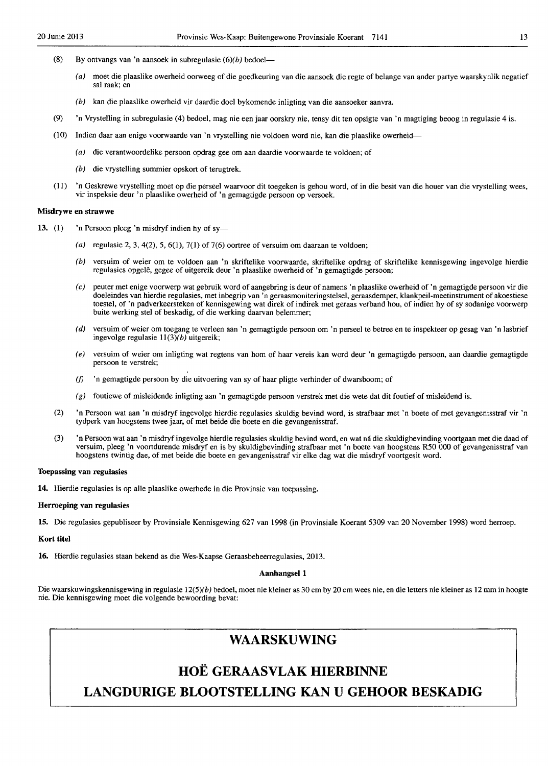(8) By ontvangs van 'n aansoek in subregulasie (6)*(b)* bedoel—

*(a)* moet die plaaslike owerheid oorweeg of die goedkeuring van die aansoek die regte of belange van ander partye waarskynlik negatief sal raak; en

*(b)* kan die plaaslike owerheid vir daardie doel bykomende inligting van die aansoeker aanvra.

(9) 'n Vrystelling in subregulasie (4) bedoel, mag nie een jaar oorskry nie, tensy dit ten opsigte van 'n magtiging beoog in regulasie 4 is.

(10) Indien daar aan enige voorwaarde van 'n vrystelling nie voldoen word nie, kan die plaaslike owerheid—

*(a)* die verantwoordelike persoon opdrag gee om aan daardie voorwaarde te voldoen; of

*(b)* die vrystelling summier opskort of terugtrek.

(11) 'n Geskrewe vrystelling moet op die perseel waarvoor dit toegeken is gehou word, of in die besit van die houer van die vrystelling wees, vir inspeksie deur 'n plaaslike owerheid of 'n gemagtigde persoon op versoek.

**Misdrywe en strawwe**

**13.** (1) 'n Persoon pleeg 'n misdryf indien hy of sy—

*(a)* regulasie 2, 3, 4(2), 5, 6(1), 7(1) of 7(6) oortree of versuim om daaraan te voldoen;

*(b)* versuim of weier om te voldoen aan 'n skriftelike voorwaarde, skriftelike opdrag of skriftelike kennisgewing ingevolge hierdie regulasies opgelê, gegee of uitgereik deur 'n plaaslike owerheid of 'n gemagtigde persoon;

*(c)* peuter met enige voorwerp wat gebruik word of aangebring is deur of namens 'n plaaslike owerheid of 'n gemagtigde persoon vir die doeleindes van hierdie regulasies, met inbegrip van 'n geraasmoniteringstelsel, geraasdemper, klankpeil-meetinstrument of akoestiese toestel, of 'n padverkeersteken of kennisgewing wat direk of indirek met geraas verband hou, of indien hy of sy sodanige voorwerp buite werking stel of beskadig, of die werking daarvan belemmer;

*(d)* versuim of weier om toegang te verleen aan 'n gemagtigde persoon om 'n perseel te betree en te inspekteer op gesag van 'n lasbrief ingevolge regulasie 11(3)*(b)* uitgereik;

*(e)* versuim of weier om inligting wat regtens van hom of haar vereis kan word deur 'n gemagtigde persoon, aan daardie gemagtigde persoon te verstrek;

*(f)* 'n gemagtigde persoon by die uitvoering van sy of haar pligte verhinder of dwarsboom; of

*(g)* foutiewe of misleidende inligting aan 'n gemagtigde persoon verstrek met die wete dat dit foutief of misleidend is.

(2) 'n Persoon wat aan 'n misdryf ingevolge hierdie regulasies skuldig bevind word, is strafbaar met 'n boete of met gevangenisstraf vir 'n tydperk van hoogstens twee jaar, of met beide die boete en die gevangenisstraf.

(3) 'n Persoon wat aan 'n misdryf ingevolge hierdie regulasies skuldig bevind word, en wat ná die skuldigbevinding voortgaan met die daad of versuim, pleeg 'n voortdurende misdryf en is by skuldigbevinding strafbaar met 'n boete van hoogstens R50 000 of gevangenisstraf van hoogstens twintig dae, of met beide die boete en gevangenisstraf vir elke dag wat die misdryf voortgesit word.

**Toepassing van regulasies**

**14.** Hierdie regulasies is op alle plaaslike owerhede in die Provinsie van toepassing.

**Herroeping van regulasies**

**15.** Die regulasies gepubliseer by Provinsiale Kennisgewing 627 van 1998 (in Provinsiale Koerant 5309 van 20 November 1998) word herroep.

**Kort titel**

**16.** Hierdie regulasies staan bekend as die Wes-Kaapse Geraasbeheerregulasies, 2013.

**Aanhangsel 1**

Die waarskuwingskennisgewing in regulasie 12(5)*(b)* bedoel, moet nie kleiner as 30 cm by 20 cm wees nie, en die letters nie kleiner as 12 mm in hoogte nie. Die kennisgewing moet die volgende bewoording bevat:

**WAARSKUWING**

**HOË GERAASVLAK HIERBINNE**

**LANGDURIGE BLOOTSTELLING KAN U GEHOOR BESKADIG**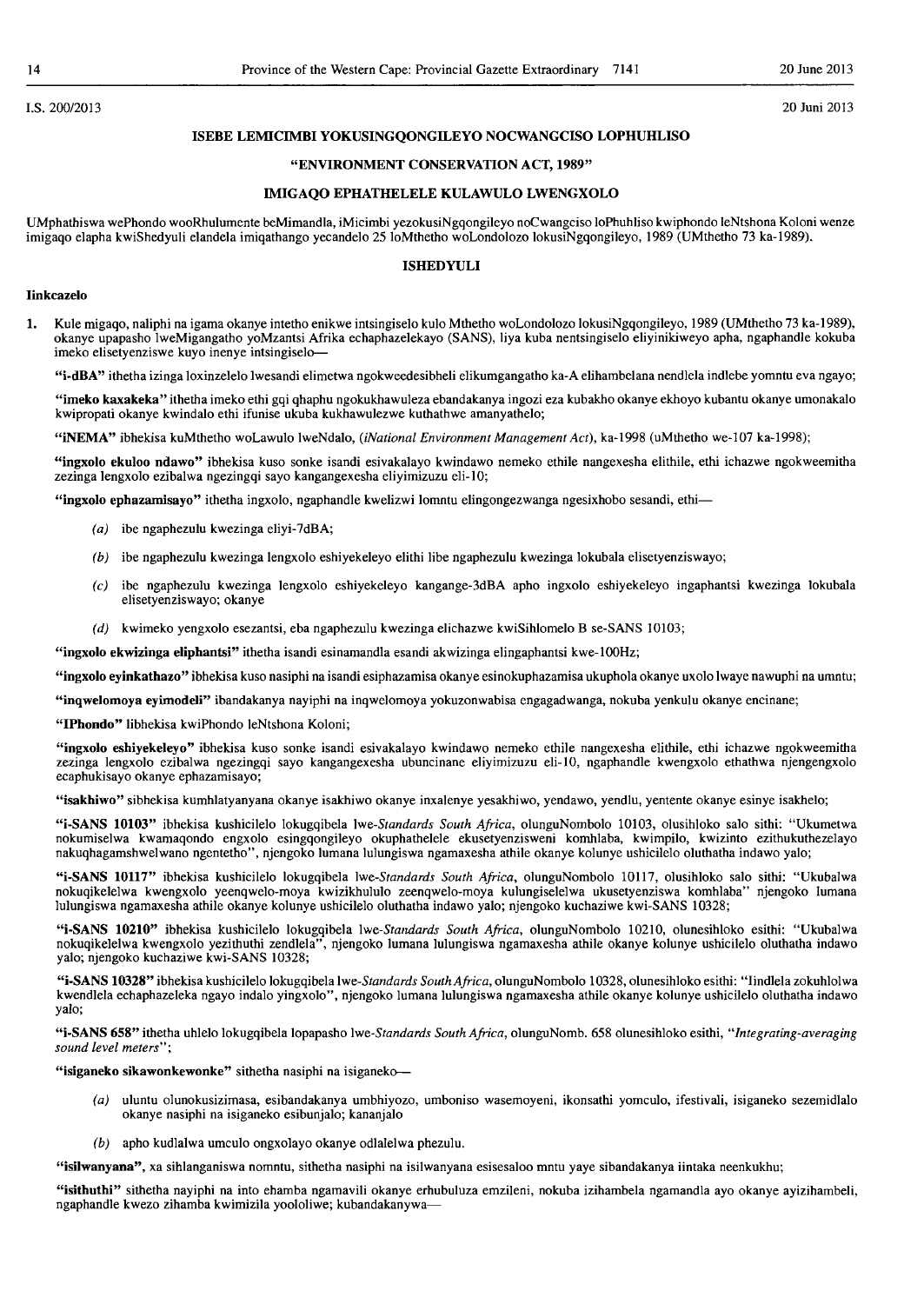I.S. 200/2013 20 Juni 2013

## ISEBE LEMICIMBI YOKUSINGQONGILEYO NOCWANGCISO LOPHUHLISO

### "ENVIRONMENT CONSERVATION ACT, 1989"

### IMIGAQO EPHATHELELE KULAWULO LWENGXOLO

UMphathiswa wePhondo wooRhulumente beMimandla, iMicimbi yezokusiNgqongileyo noCwangciso loPhuhliso kwiphondo leNtshona Koloni wenze imigaqo elapha kwiShedyuli elandela imiqathango yecandelo 25 loMthetho woLondolozo lokusiNgqongileyo, 1989 (UMthetho 73 ka-1989).

### ISHEDYULI

**Iinkcazelo**

1. Kule migaqo, naliphi na igama okanye intetho enikwe intsingiselo kulo Mthetho woLondolozo lokusiNgqongileyo, 1989 (UMthetho 73 ka-1989), okanye upapasho lweMigangatho yoMzantsi Afrika echaphazelekayo (SANS), liya kuba nentsingiselo eliyinikiweyo apha, ngaphandle kokuba imeko elisetyenziswe kuyo inenye intsingiselo—

"**i-dBA**" ithetha izinga loxinzelelo lwesandi elimetwa ngokweedesibheli elikumgangatho ka-A elihambelana nendlela indlebe yomntu eva ngayo;

"**imeko kaxakeka**" ithetha imeko ethi gqi qhaphu ngokukhawuleza ebandakanya ingozi eza kubakho okanye ekhoyo kubantu okanye umonakalo kwipropati okanye kwindalo ethi ifunise ukuba kukhawulezwe kuthathwe amanyathelo;

"**iNEMA**" ibhekisa kuMthetho woLawulo lweNdalo, (*iNational Environment Management Act*), ka-1998 (uMthetho we-107 ka-1998);

"**ingxolo ekuloo ndawo**" ibhekisa kuso sonke isandi esivakalayo kwindawo nemeko ethile nangexesha elithile, ethi ichazwe ngokweemitha zezinga lengxolo ezibalwa ngezingqi sayo kangangexesha eliyimizuzu eli-10;

"**ingxolo ephazamisayo**" ithetha ingxolo, ngaphandle kwelizwi lomntu elingongezwanga ngesixhobo sesandi, ethi—

- *(a)* ibe ngaphezulu kwezinga eliyi-7dBA;
- *(b)* ibe ngaphezulu kwezinga lengxolo eshiyekeleyo elithi libe ngaphezulu kwezinga lokubala elisetyenziswayo;
- *(c)* ibe ngaphezulu kwezinga lengxolo eshiyekeleyo kangange-3dBA apho ingxolo eshiyekeleyo ingaphantsi kwezinga lokubala elisetyenziswayo; okanye
- *(d)* kwimeko yengxolo esezantsi, eba ngaphezulu kwezinga elichazwe kwiSihlomelo B se-SANS 10103;

"**ingxolo ekwizinga eliphantsi**" ithetha isandi esinamandla esandi akwizinga elingaphantsi kwe-100Hz;

"**ingxolo eyinkathazo**" ibhekisa kuso nasiphi na isandi esiphazamisa okanye esinokuphazamisa ukuphola okanye uxolo lwaye nawuphi na umntu;

"**inqwelomoya eyimodeli**" ibandakanya nayiphi na inqwelomoya yokuzonwabisa engagadwanga, nokuba yenkulu okanye encinane;

"**IPhondo**" libhekisa kwiPhondo leNtshona Koloni;

"**ingxolo eshiyekeleyo**" ibhekisa kuso sonke isandi esivakalayo kwindawo nemeko ethile nangexesha elithile, ethi ichazwe ngokweemitha zezinga lengxolo ezibalwa ngezingqi sayo kangangexesha ubuncinane eliyimizuzu eli-10, ngaphandle kwengxolo ethathwa njengengxolo ecaphukisayo okanye ephazamisayo;

"**isakhiwo**" sibhekisa kumhlatyanyana okanye isakhiwo okanye inxalenye yesakhiwo, yendawo, yendlu, yentente okanye esinye isakhelo;

"**i-SANS 10103**" ibhekisa kushicilelo lokugqibela lwe-*Standards South Africa*, olunguNombolo 10103, olusihloko salo sithi: "Ukumetwa nokumiselwa kwamaqondo engxolo esingqongileyo okuphathelele ekusetyenzisweni komhlaba, kwimpilo, kwizinto ezithukuthezelayo nakuqhagamshwelwano ngentetho", njengoko lumana lulungiswa ngamaxesha athile okanye kolunye ushicilelo oluthatha indawo yalo;

"**i-SANS 10117**" ibhekisa kushicilelo lokugqibela lwe-*Standards South Africa*, olunguNombolo 10117, olusihloko salo sithi: "Ukubalwa nokuqikelelwa kwengxolo yeenqwelo-moya kwizikhululo zeenqwelo-moya kulungiselelwa ukusetyenziswa komhlaba" njengoko lumana lulungiswa ngamaxesha athile okanye kolunye ushicilelo oluthatha indawo yalo; njengoko kuchaziwe kwi-SANS 10328;

"**i-SANS 10210**" ibhekisa kushicilelo lokugqibela lwe-*Standards South Africa*, olunguNombolo 10210, olunesihloko esithi: "Ukubalwa nokuqikelelwa kwengxolo yezithuthi zendlela", njengoko lumana lulungiswa ngamaxesha athile okanye kolunye ushicilelo oluthatha indawo yalo; njengoko kuchaziwe kwi-SANS 10328;

"**i-SANS 10328**" ibhekisa kushicilelo lokugqibela lwe-*Standards South Africa*, olunguNombolo 10328, olunesihloko esithi: "Iindlela zokuhlolwa kwendlela echaphazeleka ngayo indalo yingxolo", njengoko lumana lulungiswa ngamaxesha athile okanye kolunye ushicilelo oluthatha indawo yalo;

"**i-SANS 658**" ithetha uhlelo lokugqibela lopapasho lwe-*Standards South Africa*, olunguNomb. 658 olunesihloko esithi, "*Integrating-averaging sound level meters*";

"**isiganeko sikawonkewonke**" sithetha nasiphi na isiganeko—

- *(a)* uluntu olunokusizimasa, esibandakanya umbhiyozo, umboniso wasemoyeni, ikonsathi yomculo, ifestivali, isiganeko sezemidlalo okanye nasiphi na isiganeko esibunjalo; kananjalo
- *(b)* apho kudlalwa umculo ongxolayo okanye odlalelwa phezulu.

"**isilwanyana**", xa sihlanganiswa nomntu, sithetha nasiphi na isilwanyana esisesaloo mntu yaye sibandakanya iintaka neenkukhu;

"**isithuthi**" sithetha nayiphi na into ehamba ngamavili okanye erhubuluza emzileni, nokuba izihambela ngamandla ayo okanye ayizihambeli, ngaphandle kwezo zihamba kwimizila yoololiwe; kubandakanywa—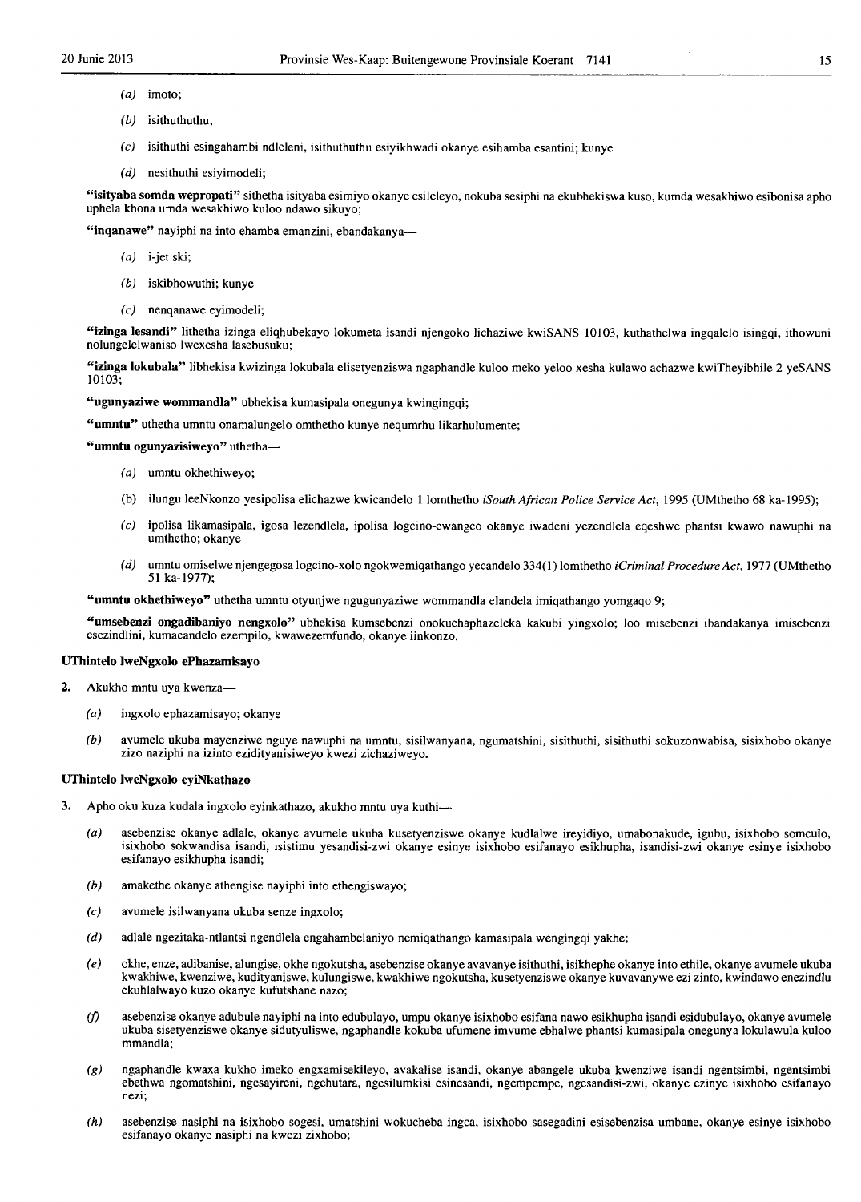(a) imoto;

(b) isithuthuthu;

(c) isithuthi esingahambi ndleleni, isithuthuthu esiyikhwadi okanye esihamba esantini; kunye

(d) nesithuthi esiyimodeli;

**"isityaba somda wepropati"** sithetha isityaba esimiyo okanye esileleyo, nokuba sesiphi na ekubhekiswa kuso, kumda wesakhiwo esibonisa apho uphela khona umda wesakhiwo kuloo ndawo sikuyo;

**"inqanawe"** nayiphi na into ehamba emanzini, ebandakanya—

(a) i-jet ski;

(b) iskibhowuthi; kunye

(c) nenqanawe eyimodeli;

**"izinga lesandi"** lithetha izinga eliqhubekayo lokumeta isandi njengoko lichaziwe kwiSANS 10103, kuthathelwa ingqalelo isingqi, ithowuni nolungelelwaniso lwexesha lasebusuku;

**"izinga lokubala"** libhekisa kwizinga lokubala elisetyenziswa ngaphandle kuloo meko yeloo xesha kulawo achazwe kwiTheyibhile 2 yeSANS 10103;

**"ugunyaziwe wommandla"** ubhekisa kumasipala onegunya kwingingqi;

**"umntu"** uthetha umntu onamalungelo omthetho kunye nequmrhu likarhulumente;

**"umntu ogunyazisiweyo"** uthetha—

(a) umntu okhethiweyo;

(b) ilungu leeNkonzo yesipolisa elichazwe kwicandelo 1 lomthetho *iSouth African Police Service Act*, 1995 (UMthetho 68 ka-1995);

(c) ipolisa likamasipala, igosa lezendlela, ipolisa logcino-cwangco okanye iwadeni yezendlela eqeshwe phantsi kwawo nawuphi na umthetho; okanye

(d) umntu omiselwe njengegosa logcino-xolo ngokwemiqathango yecandelo 334(1) lomthetho *iCriminal Procedure Act*, 1977 (UMthetho 51 ka-1977);

**"umntu okhethiweyo"** uthetha umntu otyunjwe ngugunyaziwe wommandla elandela imiqathango yomgaqo 9;

**"umsebenzi ongadibaniyo nengxolo"** ubhekisa kumsebenzi onokuchaphazeleka kakubi yingxolo; loo misebenzi ibandakanya imisebenzi esezindlini, kumacandelo ezempilo, kwawezemfundo, okanye iinkonzo.

**UThintelo lweNgxolo ePhazamisayo**

**2.** Akukho mntu uya kwenza—

(a) ingxolo ephazamisayo; okanye

(b) avumele ukuba mayenziwe nguye nawuphi na umntu, isilwanyana, ngumatshini, sisithuthi, sisithuthi sokuzonwabisa, sisixhobo okanye zizo naziphi na izinto ezidityanisiweyo kwezi zichaziweyo.

**UThintelo lweNgxolo eyiNkathazo**

**3.** Apho oku kuza kudala ingxolo eyinkathazo, akukho mntu uya kuthi—

(a) asebenzise okanye adlale, okanye avumele ukuba kusetyenziswe okanye kudlalwe ireyidiyo, umabonakude, igubu, isixhobo somculo, isixhobo sokwandisa isandi, isistimu yesandisi-zwi okanye esinye isixhobo esifanayo esikhupha, isandisi-zwi okanye esinye isixhobo esifanayo esikhupha isandi;

(b) amakethe okanye athengise nayiphi into ethengiswayo;

(c) avumele isilwanyana ukuba senze ingxolo;

(d) adlale ngezitaka-ntlantsi ngendlela engahambelaniyo nemiqathango kamasipala wengingqi yakhe;

(e) okhe, enze, adibanise, alungise, okhe ngokutsha, asebenzise okanye avavanye isithuthi, isikhephe okanye into ethile, okanye avumele ukuba kwakhiwe, kwenziwe, kudityaniswe, kulungiswe, kwakhiwe ngokutsha, kusetyenziswe okanye kuvavanywe ezi zinto, kwindawo enezindlu ekuhlalwayo kuzo okanye kufutshane nazo;

(f) asebenzise okanye adubule nayiphi na into edubulayo, umpu okanye isixhobo esifana nawo esikhupha isandi esidubulayo, okanye avumele ukuba sisetyenziswe okanye sidutyuliswe, ngaphandle kokuba ufumene imvume ebhalwe phantsi kumasipala onegunya lokulawula kuloo mmandla;

(g) ngaphandle kwaxa kukho imeko engxamisekileyo, avakalise isandi, okanye abangele ukuba kwenziwe isandi ngentsimbi, ngentsimbi ebethwa ngomatshini, ngesayireni, ngehutara, ngesilumkisi esinesandi, ngempempe, ngesandisi-zwi, okanye ezinye isixhobo esifanayo nezi;

(h) asebenzise nasiphi na isixhobo sogesi, umatshini wokucheba ingca, isixhobo sasegadini esisebenzisa umbane, okanye esinye isixhobo esifanayo okanye nasiphi na kwezi zixhobo;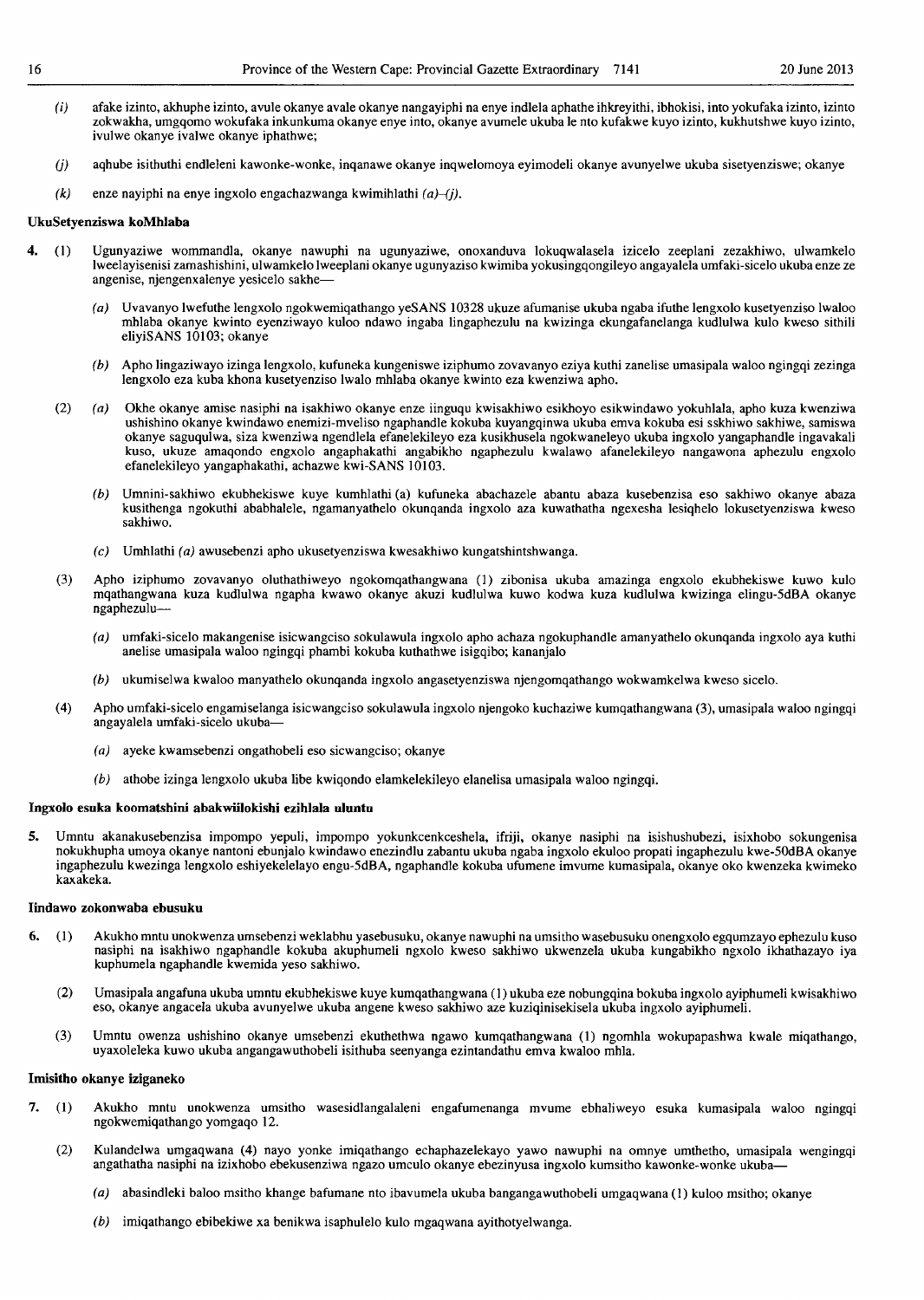*(i)* afake izinto, akhuphe izinto, avule okanye avale okanye nangayiphi na enye indlela aphathe ihkreyithi, ibhokisi, into yokufaka izinto, izinto zokwakha, umgqomo wokufaka inkunkuma okanye enye into, okanye avumele ukuba le nto kufakwe kuyo izinto, kukhutshwe kuyo izinto, ivulwe okanye ivalwe okanye iphathwe;

*(j)* aqhube isithuthi endleleni kawonke-wonke, inqanawe okanye inqwelomoya eyimodeli okanye avunyelwe ukuba sisetyenziswe; okanye

*(k)* enze nayiphi na enye ingxolo engachazwanga kwimihlathi *(a)–(j)*.

**UkuSetyenziswa koMhlaba**

4. (1) Ugunyaziwe wommandla, okanye nawuphi na ugunyaziwe, onoxanduva lokuqwalasela izicelo zeeplani zezakhiwo, ulwamkelo lweelayisenisi zamashishini, ulwamkelo lweeplani okanye ugunyaziso kwimiba yokusingqongileyo angayalela umfaki-sicelo ukuba enze ze angenise, njengenxalenye yesicelo sakhe—

   (a) Uvavanyo lwefuthe lengxolo ngokwemiqathango yeSANS 10328 ukuze afumanise ukuba ngaba ifuthe lengxolo kusetyenziso lwaloo mhlaba okanye kwinto eyenziwayo kuloo ndawo ingaba lingaphezulu na kwizinga ekungafanelanga kudlulwa kulo kweso sithili eliyiSANS 10103; okanye

   (b) Apho lingaziwayo izinga lengxolo, kufuneka kungeniswe iziphumo zovavanyo eziya kuthi zanelise umasipala waloo ngingqi zezinga lengxolo eza kuba khona kusetyenziso lwalo mhlaba okanye kwinto eza kwenziwa apho.

(2) (a) Okhe okanye amise nasiphi na isakhiwo okanye enze iinguqu kwisakhiwo esikhoyo esikwindawo yokuhlala, apho kuza kwenziwa ushishino okanye kwindawo enemizi-mveliso ngaphandle kokuba kuyangqinwa ukuba emva kokuba esi sskhiwo sakhiwe, samiswa okanye saguqulwa, siza kwenziwa ngendlela efanelekileyo eza kusikhusela ngokwaneleyo ukuba ingxolo yangaphandle ingavakali kuso, ukuze amaqondo engxolo angaphakathi angabikho ngaphezulu kwalawo afanelekileyo nangawona aphezulu engxolo efanelekileyo yangaphakathi, achazwe kwi-SANS 10103.

   (b) Umnini-sakhiwo ekubhekiswe kuye kumhlathi (a) kufuneka abachazele abantu abaza kusebenzisa eso sakhiwo okanye abaza kusithenga ngokuthi ababhalele, ngamanyathelo okunqanda ingxolo aza kuwathatha ngexesha lesiqhelo lokusetyenziswa kweso sakhiwo.

   *(c)* Umhlathi *(a)* awusebenzi apho ukusetyenziswa kwesakhiwo kungatshintshwanga.

(3) Apho iziphumo zovavanyo oluthathiweyo ngokomqathangwana (1) zibonisa ukuba amazinga engxolo ekubhekiswe kuwo kulo mqathangwana kuza kudlulwa ngapha kwawo okanye akuzi kudlulwa kuwo kodwa kuza kudlulwa kwizinga elingu-5dBA okanye ngaphezulu—

   (a) umfaki-sicelo makangenise isicwangciso sokulawula ingxolo apho achaza ngokuphandle amanyathelo okunqanda ingxolo aya kuthi anelise umasipala waloo ngingqi phambi kokuba kuthathwe isigqibo; kananjalo

   (b) ukumiselwa kwaloo manyathelo okunqanda ingxolo angasetyenziswa njengomqathango wokwamkelwa kweso sicelo.

(4) Apho umfaki-sicelo engamiselanga isicwangciso sokulawula ingxolo njengoko kuchaziwe kumqathangwana (3), umasipala waloo ngingqi angayalela umfaki-sicelo ukuba—

   *(a)* ayeke kwamsebenzi ongathobeli eso sicwangciso; okanye

   *(b)* athobe izinga lengxolo ukuba libe kwiqondo elamkelekileyo elanelisa umasipala waloo ngingqi.

**Ingxolo esuka koomatshini abakwiilokishi ezihlala uluntu**

5. Umntu akanakusebenzisa impompo yepuli, impompo yokunkcenkceshela, ifriji, okanye nasiphi na isishushubezi, isixhobo sokungenisa nokukhupha umoya okanye nantoni ebunjalo kwindawo enezindlu zabantu ukuba ngaba ingxolo ekuloo propati ingaphezulu kwe-50dBA okanye ingaphezulu kwezinga lengxolo eshiyekelelayo engu-5dBA, ngaphandle kokuba ufumene imvume kumasipala, okanye oko kwenzeka kwimeko kaxakeka.

**Iindawo zokonwaba ebusuku**

6. (1) Akukho mntu unokwenza umsebenzi weklabhu yasebusuku, okanye nawuphi na umsitho wasebusuku onengxolo egqumzayo ephezulu kuso nasiphi na isakhiwo ngaphandle kokuba akuphumeli ngxolo kweso sakhiwo ukwenzela ukuba kungabikho ngxolo ikhathazayo iya kuphumela ngaphandle kwemida yeso sakhiwo.

(2) Umasipala angafuna ukuba umntu ekubhekiswe kuye kumqathangwana (1) ukuba eze nobungqina bokuba ingxolo ayiphumeli kwisakhiwo eso, okanye angacela ukuba avunyelwe ukuba angene kweso sakhiwo aze kuziqinisekisela ukuba ingxolo ayiphumeli.

(3) Umntu owenza ushishino okanye umsebenzi ekuthethwa ngawo kumqathangwana (1) ngomhla wokupapashwa kwale miqathango, uyaxoleleka kuwo ukuba angangawuthobeli isithuba seenyanga ezintandathu emva kwaloo mhla.

**Imisitho okanye iziganeko**

7. (1) Akukho mntu unokwenza umsitho wasesidlangalaleni engafumenanga mvume ebhaliweyo esuka kumasipala waloo ngingqi ngokwemiqathango yomgaqo 12.

(2) Kulandelwa umgaqwana (4) nayo yonke imiqathango echaphazelekayo yawo nawuphi na omnye umthetho, umasipala wengingqi angathatha nasiphi na izixhobo ebekusenziwa ngazo umculo okanye ebezinyusa ingxolo kumsitho kawonke-wonke ukuba—

   *(a)* abasindleki baloo msitho khange bafumane nto ibavumela ukuba bangangawuthobeli umgaqwana (1) kuloo msitho; okanye

   *(b)* imiqathango ebibekiwe xa benikwa isaphulelo kulo mgaqwana ayithotyelwanga.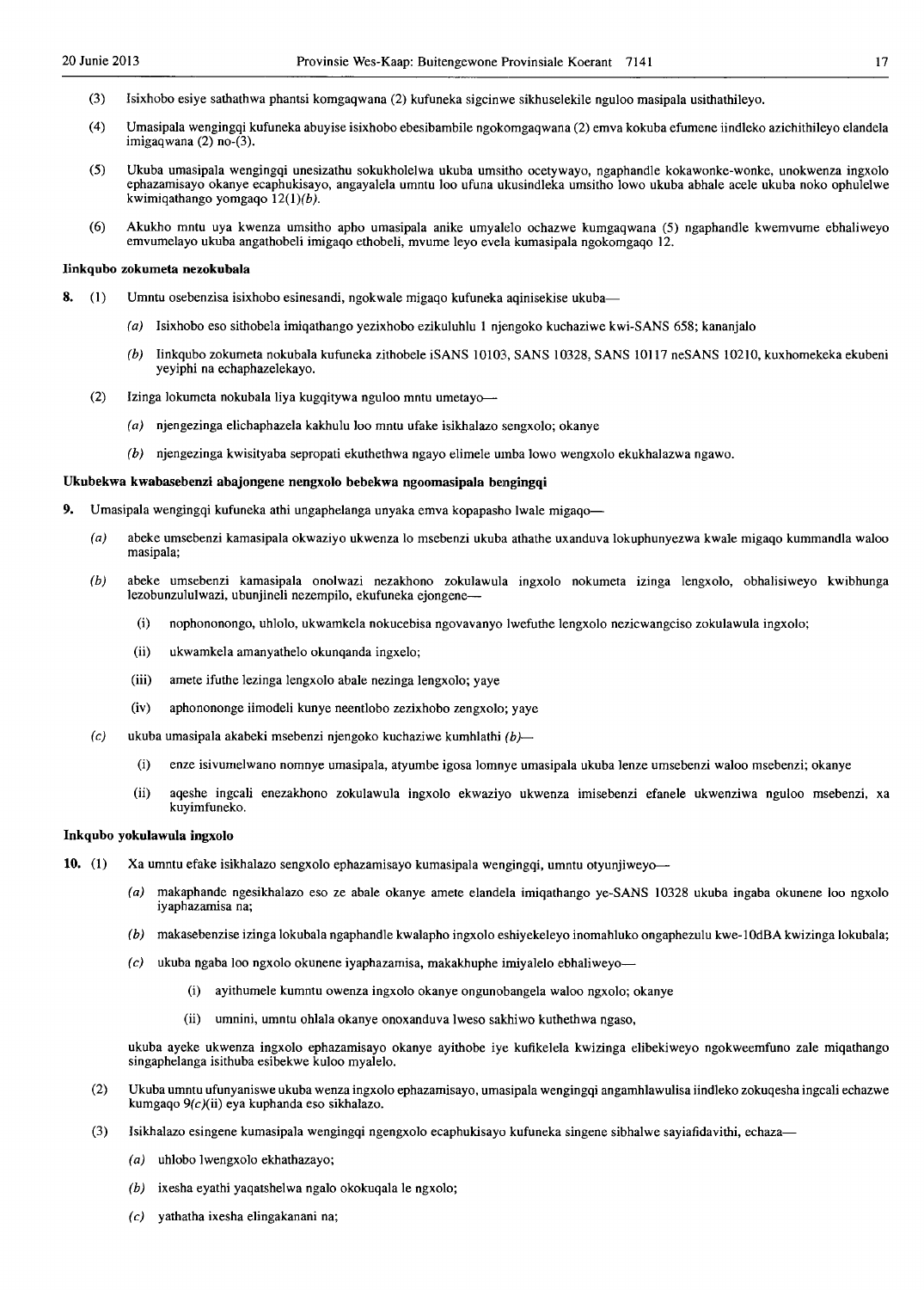(3) Isixhobo esiye sathathwa phantsi komgaqwana (2) kufuneka sigcinwe sikhuselekile nguloo masipala usithathileyo.

(4) Umasipala wengingqi kufuneka abuyise isixhobo ebesibambile ngokomgaqwana (2) emva kokuba efumene iindleko azichithileyo elandela imigaqwana (2) no-(3).

(5) Ukuba umasipala wengingqi unesizathu sokukholelwa ukuba umsitho ocetywayo, ngaphandle kokawonke-wonke, unokwenza ingxolo ephazamisayo okanye ecaphukisayo, angayalela umntu loo ufuna ukusindleka umsitho lowo ukuba abhale acele ukuba noko ophulelwe kwimiqathango yomgaqo 12(1)*(b)*.

(6) Akukho mntu uya kwenza umsitho apho umasipala anike umyalelo ochazwe kumgaqwana (5) ngaphandle kwemvume ebhaliweyo emvumelayo ukuba angathobeli imigaqo ethobeli, mvume leyo evela kumasipala ngokomgaqo 12.

**Iinkqubo zokumeta nezokubala**

**8.** (1) Umntu osebenzisa isixhobo esinesandi, ngokwale migaqo kufuneka aqinisekise ukuba—

*(a)* Isixhobo eso sithobela imiqathango yezixhobo ezikuluhlu 1 njengoko kuchaziwe kwi-SANS 658; kananjalo

*(b)* Iinkqubo zokumeta nokubala kufuneka zithobele iSANS 10103, SANS 10328, SANS 10117 neSANS 10210, kuxhomekeka ekubeni yeyiphi na echaphazelekayo.

(2) Izinga lokumeta nokubala liya kugqitywa nguloo mntu umetayo—

*(a)* njengezinga elichaphazela kakhulu loo mntu ufake isikhalazo sengxolo; okanye

*(b)* njengezinga kwisityaba sepropati ekuthethwa ngayo elimele umba lowo wengxolo ekukhalazwa ngawo.

**Ukubekwa kwabasebenzi abajongene nengxolo bebekwa ngoomasipala bengingqi**

**9.** Umasipala wengingqi kufuneka athi ungaphelanga unyaka emva kopapasho lwale migaqo—

*(a)* abeke umsebenzi kamasipala okwaziyo ukwenza lo msebenzi ukuba athathe uxanduva lokuphunyezwa kwale migaqo kummandla waloo masipala;

*(b)* abeke umsebenzi kamasipala onolwazi nezakhono zokulawula ingxolo nokumeta izinga lengxolo, obhalisiweyo kwibhunga lezobunzululwazi, ubunjineli nezempilo, ekufuneka ejongene—

(i) nophononongo, uhlolo, ukwamkela nokucebisa ngovavanyo lwefuthe lengxolo nezicwangciso zokulawula ingxolo;

(ii) ukwamkela amanyathelo okunqanda ingxelo;

(iii) amete ifuthe lezinga lengxolo abale nezinga lengxolo; yaye

(iv) aphonononge iimodeli kunye neentlobo zezixhobo zengxolo; yaye

*(c)* ukuba umasipala akabeki msebenzi njengoko kuchaziwe kumhlathi *(b)*—

(i) enze isivumelwano nomnye umasipala, atyumbe igosa lomnye umasipala ukuba lenze umsebenzi waloo msebenzi; okanye

(ii) aqeshe ingcali enezakhono zokulawula ingxolo ekwaziyo ukwenza imisebenzi efanele ukwenziwa nguloo msebenzi, xa kuyimfuneko.

**Inkqubo yokulawula ingxolo**

**10.** (1) Xa umntu efake isikhalazo sengxolo ephazamisayo kumasipala wengingqi, umntu otyunjiweyo—

*(a)* makaphande ngesikhalazo eso ze abale okanye amete elandela imiqathango ye-SANS 10328 ukuba ingaba okunene loo ngxolo iyaphazamisa na;

*(b)* makasebenzise izinga lokubala ngaphandle kwalapho ingxolo eshiyekeleyo inomahluko ongaphezulu kwe-10dBA kwizinga lokubala;

*(c)* ukuba ngaba loo ngxolo okunene iyaphazamisa, makakhuphe imiyalelo ebhaliweyo—

(i) ayithumele kumntu owenza ingxolo okanye ongunobangela waloo ngxolo; okanye

(ii) umnini, umntu ohlala okanye onoxanduva lweso sakhiwo kuthethwa ngaso,

ukuba ayeke ukwenza ingxolo ephazamisayo okanye ayithobe iye kufikelela kwizinga elibekiweyo ngokweemfuno zale miqathango singaphelanga isithuba esibekwe kuloo myalelo.

(2) Ukuba umntu ufunyaniswe ukuba wenza ingxolo ephazamisayo, umasipala wengingqi angamhlawulisa iindleko zokuqesha ingcali echazwe kumgaqo 9*(c)*(ii) eya kuphanda eso sikhalazo.

(3) Isikhalazo esingene kumasipala wengingqi ngengxolo ecaphukisayo kufuneka singene sibhalwe sayiafidavithi, echaza—

*(a)* uhlobo lwengxolo ekhathazayo;

*(b)* ixesha eyathi yaqatshelwa ngalo okokuqala le ngxolo;

*(c)* yathatha ixesha elingakanani na;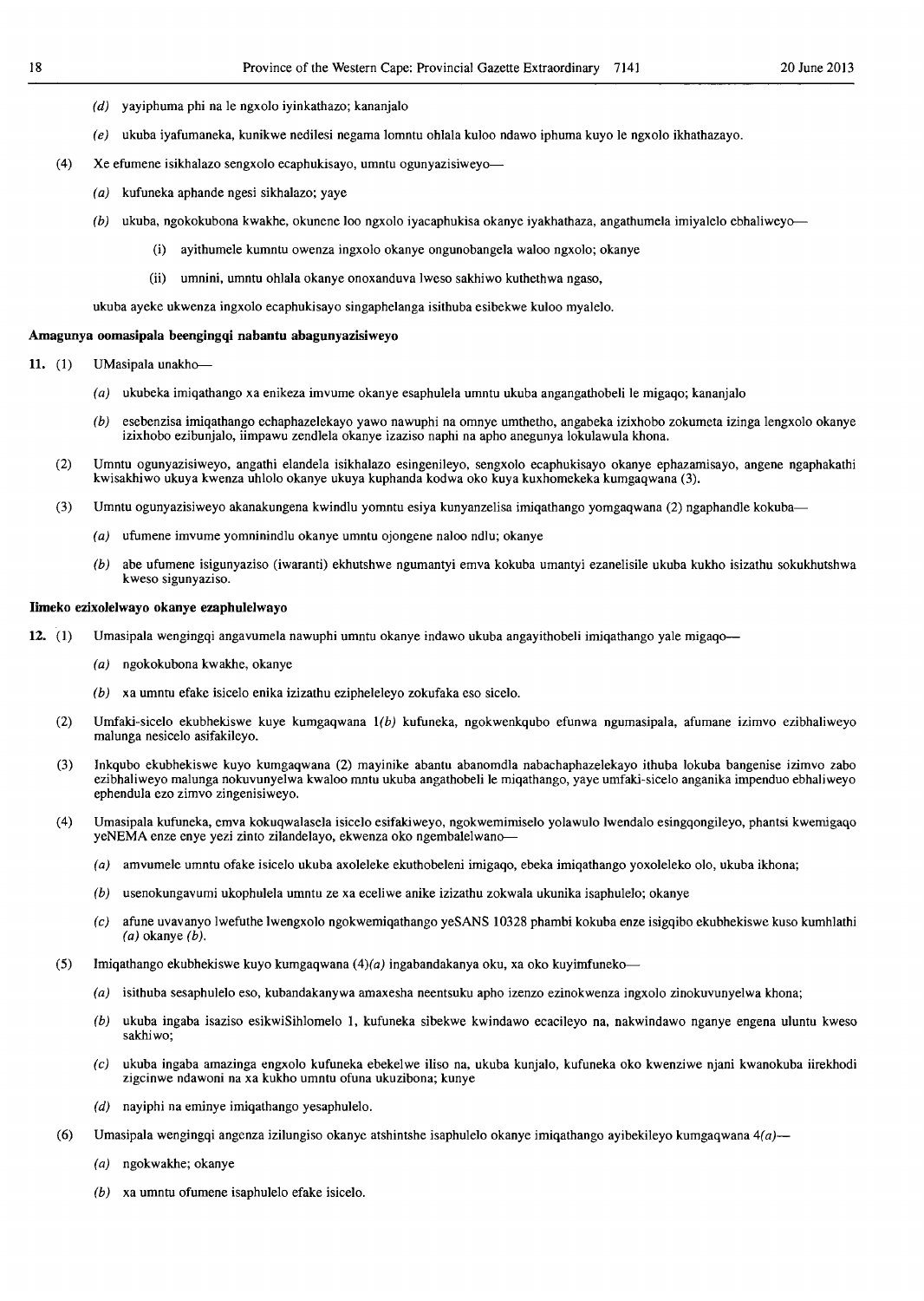(d) yayiphuma phi na le ngxolo iyinkathazo; kananjalo

(e) ukuba iyafumaneka, kunikwe nedilesi negama lomntu ohlala kuloo ndawo iphuma kuyo le ngxolo ikhathazayo.

(4) Xe efumene isikhalazo sengxolo ecaphukisayo, umntu ogunyazisiweyo—

(a) kufuneka aphande ngesi sikhalazo; yaye

(b) ukuba, ngokokubona kwakhe, okunene loo ngxolo iyacaphukisa okanye iyakhathaza, angathumela imiyalelo ebhaliweyo—

(i) ayithumele kumntu owenza ingxolo okanye ongunobangela waloo ngxolo; okanye

(ii) umnini, umntu ohlala okanye onoxanduva lweso sakhiwo kuthethwa ngaso,

ukuba ayeke ukwenza ingxolo ecaphukisayo singaphelanga isithuba esibekwe kuloo myalelo.

**Amagunya oomasipala beengingqi nabantu abagunyazisiweyo**

11. (1) UMasipala unakho—

(a) ukubeka imiqathango xa enikeza imvume okanye esaphulela umntu ukuba angangathobeli le migaqo; kananjalo

(b) esebenzisa imiqathango echaphazelekayo yawo nawuphi na omnye umthetho, angabeka izixhobo zokumeta izinga lengxolo okanye izixhobo ezibunjalo, iimpawu zendlela okanye izaziso naphi na apho anegunya lokulawula khona.

(2) Umntu ogunyazisiweyo, angathi elandela isikhalazo esingenileyo, sengxolo ecaphukisayo okanye ephazamisayo, angene ngaphakathi kwisakhiwo ukuya kwenza uhlolo okanye ukuya kuphanda kodwa oko kuya kuxhomekeka kumgaqwana (3).

(3) Umntu ogunyazisiweyo akanakungena kwindlu yomntu esiya kunyanzelisa imiqathango yomgaqwana (2) ngaphandle kokuba—

(a) ufumene imvume yomninindlu okanye umntu ojongene naloo ndlu; okanye

(b) abe ufumene isigunyaziso (iwaranti) ekhutshwe ngumantyi emva kokuba umantyi ezanelisile ukuba kukho isizathu sokukhutshwa kweso sigunyaziso.

**Iimeko ezixolelwayo okanye ezaphulelwayo**

12. (1) Umasipala wengingqi angavumela nawuphi umntu okanye indawo ukuba angayithobeli imiqathango yale migaqo—

(a) ngokokubona kwakhe, okanye

(b) xa umntu efake isicelo enika izizathu ezipheleleyo zokufaka eso sicelo.

(2) Umfaki-sicelo ekubhekiswe kuye kumgaqwana 1*(b)* kufuneka, ngokwenkqubo efunwa ngumasipala, afumane izimvo ezibhaliweyo malunga nesicelo asifakileyo.

(3) Inkqubo ekubhekiswe kuyo kumgaqwana (2) mayinike abantu abanomdla nabachaphazelekayo ithuba lokuba bangenise izimvo zabo ezibhaliweyo malunga nokuvunyelwa kwaloo mntu ukuba angathobeli le miqathango, yaye umfaki-sicelo anganika impenduo ebhaliweyo ephendula ezo zimvo zingenisiweyo.

(4) Umasipala kufuneka, emva kokuqwalasela isicelo esifakiweyo, ngokwemimiselo yolawulo lwendalo esingqongileyo, phantsi kwemigaqo yeNEMA enze enye yezi zinto zilandelayo, ekwenza oko ngembalelwano—

(a) amvumele umntu ofake isicelo ukuba axoleleke ekuthobeleni imigaqo, ebeka imiqathango yoxoleleko olo, ukuba ikhona;

(b) usenokungavumi ukophulela umntu ze xa eceliwe anike izizathu zokwala ukunika isaphulelo; okanye

(c) afune uvavanyo lwefuthe lwengxolo ngokwemiqathango yeSANS 10328 phambi kokuba enze isigqibo ekubhekiswe kuso kumhlathi *(a)* okanye *(b)*.

(5) Imiqathango ekubhekiswe kuyo kumgaqwana (4)*(a)* ingabandakanya oku, xa oko kuyimfuneko—

(a) isithuba sesaphulelo eso, kubandakanywa amaxesha neentsuku apho izenzo ezinokwenza ingxolo zinokuvunyelwa khona;

(b) ukuba ingaba isaziso esikwiSihlomelo 1, kufuneka sibekwe kwindawo ecacileyo na, nakwindawo nganye engena uluntu kweso sakhiwo;

(c) ukuba ingaba amazinga engxolo kufuneka ebekelwe iliso na, ukuba kunjalo, kufuneka oko kwenziwe njani kwanokuba iirekhodi zigcinwe ndawoni na xa kukho umntu ofuna ukuzibona; kunye

(d) nayiphi na eminye imiqathango yesaphulelo.

(6) Umasipala wengingqi angenza izilungiso okanye atshintshe isaphulelo okanye imiqathango ayibekileyo kumgaqwana 4*(a)*—

(a) ngokwakhe; okanye

(b) xa umntu ofumene isaphulelo efake isicelo.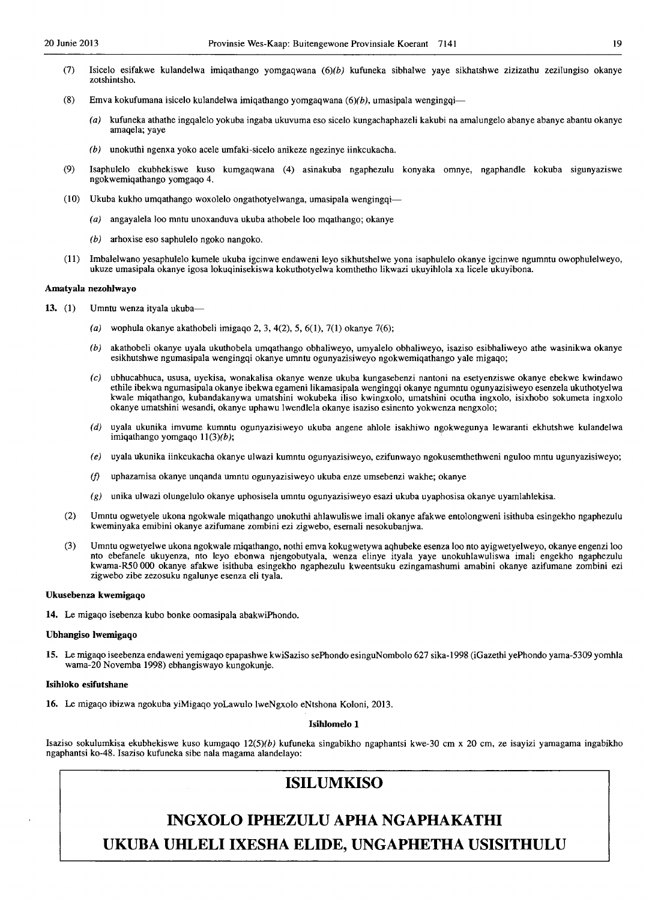(7) Isicelo esifakwe kulandelwa imiqathango yomgaqwana (6)*(b)* kufuneka sibhalwe yaye sikhatshwe zizizathu zezilungiso okanye zotshintsho.

(8) Emva kokufumana isicelo kulandelwa imiqathango yomgaqwana (6)*(b)*, umasipala wengingqi—

*(a)* kufuneka athathe ingqalelo yokuba ingaba ukuvuma eso sicelo kungachaphazeli kakubi na amalungelo abanye abanye abantu okanye amaqela; yaye

*(b)* unokuthi ngenxa yoko acele umfaki-sicelo anikeze ngezinye iinkcukacha.

(9) Isaphulelo ekubhekiswe kuso kumgaqwana (4) asinakuba ngaphezulu konyaka omnye, ngaphandle kokuba sigunyaziswe ngokwemiqathango yomgaqo 4.

(10) Ukuba kukho umqathango woxolelo ongathotyelwanga, umasipala wengingqi—

*(a)* angayalela loo mntu unoxanduva ukuba athobele loo mqathango; okanye

*(b)* arhoxise eso saphulelo ngoko nangoko.

(11) Imbalelwano yesaphulelo kumele ukuba igcinwe endaweni leyo sikhutshelwe yona isaphulelo okanye igcinwe ngumntu owophulelweyo, ukuze umasipala okanye igosa lokuqinisekiswa kokuthotyelwa komthetho likwazi ukuyihlola xa licele ukuyibona.

**Amatyala nezohlwayo**

**13.** (1) Umntu wenza ityala ukuba—

*(a)* wophula okanye akathobeli imigaqo 2, 3, 4(2), 5, 6(1), 7(1) okanye 7(6);

*(b)* akathobeli okanye uyala ukuthobela umqathango obhaliweyo, umyalelo obhaliweyo, isaziso esibhaliweyo athe wasinikwa okanye esikhutshwe ngumasipala wengingqi okanye umntu ogunyazisiweyo ngokwemiqathango yale migaqo;

*(c)* ubhucabhuca, ususa, uyekisa, wonakalisa okanye wenze ukuba kungasebenzi nantoni na esetyenziswe okanye ebekwe kwindawo ethile ibekwa ngumasipala okanye ibekwa egameni likamasipala wengingqi okanye ngumntu ogunyazisiweyo esenzela ukuthotyelwa kwale miqathango, kubandakanywa umatshini wokubeka iliso kwingxolo, umatshini ocutha ingxolo, isixhobo sokumeta ingxolo okanye umatshini wesandi, okanye uphawu lwendlela okanye isaziso esinento yokwenza nengxolo;

*(d)* uyala ukunika imvume kumntu ogunyazisiweyo ukuba angene ahlole isakhiwo ngokwegunya lewaranti ekhutshwe kulandelwa imiqathango yomgaqo 11(3)*(b)*;

*(e)* uyala ukunika iinkcukacha okanye ulwazi kumntu ogunyazisiweyo, ezifunwayo ngokusemthethweni nguloo mntu ugunyazisiweyo;

*(f)* uphazamisa okanye unqanda umntu ogunyazisiweyo ukuba enze umsebenzi wakhe; okanye

*(g)* unika ulwazi olungelulo okanye uphosisela umntu ogunyazisiweyo esazi ukuba uyaphosisa okanye uyamlahlekisa.

(2) Umntu ogwetyele ukona ngokwale miqathango unokuthi ahlawuliswe imali okanye afakwe entolongweni isithuba esingekho ngaphezulu kweminyaka emibini okanye azifumane zombini ezi zigwebo, esemali nesokubanjwa.

(3) Umntu ogwetyelwe ukona ngokwale miqathango, nothi emva kokugwetywa aqhubeke esenza loo nto ayigwetyelweyo, okanye engenzi loo nto ebefanele ukuyenza, nto leyo ebonwa njengobutyala, wenza elinye ityala yaye unokuhlawuliswa imali engekho ngaphezulu kwama-R50 000 okanye afakwe isithuba esingekho ngaphezulu kweentsuku ezingamashumi amabini okanye azifumane zombini ezi zigwebo zibe zezosuku ngalunye esenza eli tyala.

**Ukusebenza kwemigaqo**

**14.** Le migaqo isebenza kubo bonke oomasipala abakwiPhondo.

**Ubhangiso lwemigaqo**

**15.** Le migaqo iseebenza endaweni yemigaqo epapashwe kwiSaziso sePhondo esinguNombolo 627 sika-1998 (iGazethi yePhondo yama-5309 yomhla wama-20 Novemba 1998) ebhangiswayo kungokunje.

**Isihloko esifutshane**

**16.** Le migaqo ibizwa ngokuba yiMigaqo yoLawulo lweNgxolo eNtshona Koloni, 2013.

**Isihlomelo 1**

Isaziso sokulumkisa ekubhekiswe kuso kumgaqo 12(5)*(b)* kufuneka singabikho ngaphantsi kwe-30 cm x 20 cm, ze isayizi yamagama ingabikho ngaphantsi ko-48. Isaziso kufuneka sibe nala magama alandelayo:

## ISILUMKISO

## INGXOLO IPHEZULU APHA NGAPHAKATHI

## UKUBA UHLELI IXESHA ELIDE, UNGAPHETHA USISITHULU